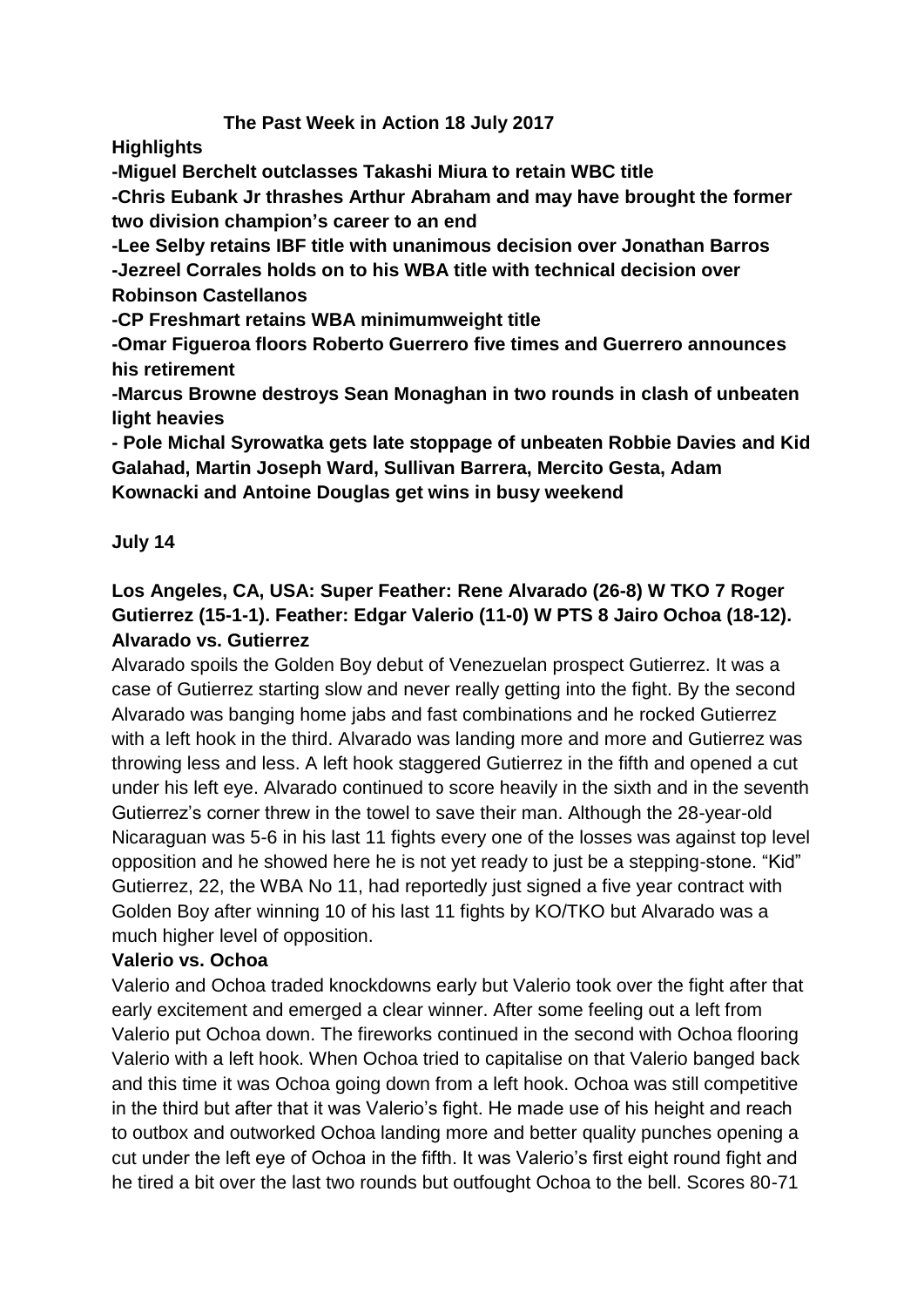# The Past Week in Action 18 July 2017

**Highlights**

**-Miguel Berchelt outclasses Takashi Miura to retain WBC title**

**-Chris Eubank Jr thrashes Arthur Abraham and may have brought the former two division champion's career to an end**

**-Lee Selby retains IBF title with unanimous decision over Jonathan Barros**

**-Jezreel Corrales holds on to his WBA title with technical decision over Robinson Castellanos**

**-CP Freshmart retains WBA minimumweight title**

**-Omar Figueroa floors Roberto Guerrero five times and Guerrero announces his retirement**

**-Marcus Browne destroys Sean Monaghan in two rounds in clash of unbeaten light heavies**

**- Pole Michal Syrowatka gets late stoppage of unbeaten Robbie Davies and Kid Galahad, Martin Joseph Ward, Sullivan Barrera, Mercito Gesta, Adam Kownacki and Antoine Douglas get wins in busy weekend**

## July 14

### Los Angeles, CA, USA: Super Feather: Rene Alvarado (26-8) W TKO 7 Roger Gutierrez (15-1-1). Feather: Edgar Valerio (11-0) W PTS 8 Jairo Ochoa (18-12).

**Alvarado vs. Gutierrez**

Alvarado spoils the Golden Boy debut of Venezuelan prospect Gutierrez. It was a case of Gutierrez starting slow and never really getting into the fight. By the second Alvarado was banging home jabs and fast combinations and he rocked Gutierrez with a left hook in the third. Alvarado was landing more and more and Gutierrez was throwing less and less. A left hook staggered Gutierrez in the fifth and opened a cut under his left eye. Alvarado continued to score heavily in the sixth and in the seventh Gutierrez's corner threw in the towel to save their man. Although the 28-year-old Nicaraguan was 5-6 in his last 11 fights every one of the losses was against top level opposition and he showed here he is not yet ready to just be a stepping-stone. "Kid" Gutierrez, 22, the WBA No 11, had reportedly just signed a five year contract with Golden Boy after winning 10 of his last 11 fights by KO/TKO but Alvarado was a much higher level of opposition.

**Valerio vs. Ochoa**

Valerio and Ochoa traded knockdowns early but Valerio took over the fight after that early excitement and emerged a clear winner. After some feeling out a left from Valerio put Ochoa down. The fireworks continued in the second with Ochoa flooring Valerio with a left hook. When Ochoa tried to capitalise on that Valerio banged back and this time it was Ochoa going down from a left hook. Ochoa was still competitive in the third but after that it was Valerio's fight. He made use of his height and reach to outbox and outworked Ochoa landing more and better quality punches opening a cut under the left eye of Ochoa in the fifth. It was Valerio's first eight round fight and he tired a bit over the last two rounds but outfought Ochoa to the bell. Scores 80-71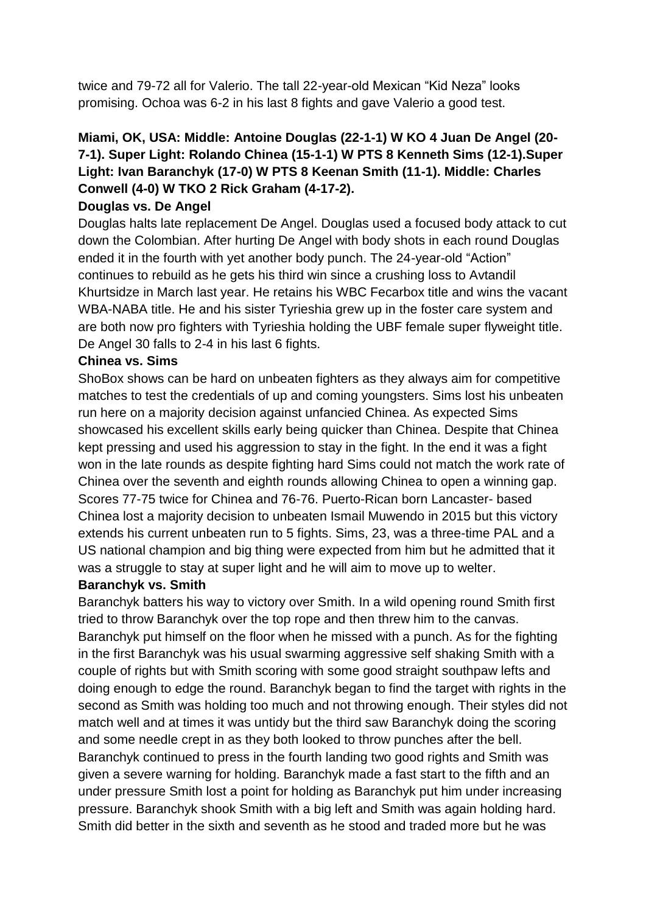twice and 79-72 all for Valerio. The tall 22-year-old Mexican "Kid Neza" looks promising. Ochoa was 6-2 in his last 8 fights and gave Valerio a good test.

**Miami, OK, USA: Middle: Antoine Douglas (22-1-1) W KO 4 Juan De Angel (20-7-1). Super Light: Rolando Chinea (15-1-1) W PTS 8 Kenneth Sims (12-1).Super Light: Ivan Baranchyk (17-0) W PTS 8 Keenan Smith (11-1). Middle: Charles Conwell (4-0) W TKO 2 Rick Graham (4-17-2).**

**Douglas vs. De Angel**

Douglas halts late replacement De Angel. Douglas used a focused body attack to cut down the Colombian. After hurting De Angel with body shots in each round Douglas ended it in the fourth with yet another body punch. The 24-year-old "Action" continues to rebuild as he gets his third win since a crushing loss to Avtandil Khurtsidze in March last year. He retains his WBC Fecarbox title and wins the vacant WBA-NABA title. He and his sister Tyrieshia grew up in the foster care system and are both now pro fighters with Tyrieshia holding the UBF female super flyweight title. De Angel 30 falls to 2-4 in his last 6 fights.

**Chinea vs. Sims**

ShoBox shows can be hard on unbeaten fighters as they always aim for competitive matches to test the credentials of up and coming youngsters. Sims lost his unbeaten run here on a majority decision against unfancied Chinea. As expected Sims showcased his excellent skills early being quicker than Chinea. Despite that Chinea kept pressing and used his aggression to stay in the fight. In the end it was a fight won in the late rounds as despite fighting hard Sims could not match the work rate of Chinea over the seventh and eighth rounds allowing Chinea to open a winning gap. Scores 77-75 twice for Chinea and 76-76. Puerto-Rican born Lancaster- based Chinea lost a majority decision to unbeaten Ismail Muwendo in 2015 but this victory extends his current unbeaten run to 5 fights. Sims, 23, was a three-time PAL and a US national champion and big thing were expected from him but he admitted that it was a struggle to stay at super light and he will aim to move up to welter.

**Baranchyk vs. Smith**

Baranchyk batters his way to victory over Smith. In a wild opening round Smith first tried to throw Baranchyk over the top rope and then threw him to the canvas. Baranchyk put himself on the floor when he missed with a punch. As for the fighting in the first Baranchyk was his usual swarming aggressive self shaking Smith with a couple of rights but with Smith scoring with some good straight southpaw lefts and doing enough to edge the round. Baranchyk began to find the target with rights in the second as Smith was holding too much and not throwing enough. Their styles did not match well and at times it was untidy but the third saw Baranchyk doing the scoring and some needle crept in as they both looked to throw punches after the bell. Baranchyk continued to press in the fourth landing two good rights and Smith was given a severe warning for holding. Baranchyk made a fast start to the fifth and an under pressure Smith lost a point for holding as Baranchyk put him under increasing pressure. Baranchyk shook Smith with a big left and Smith was again holding hard. Smith did better in the sixth and seventh as he stood and traded more but he was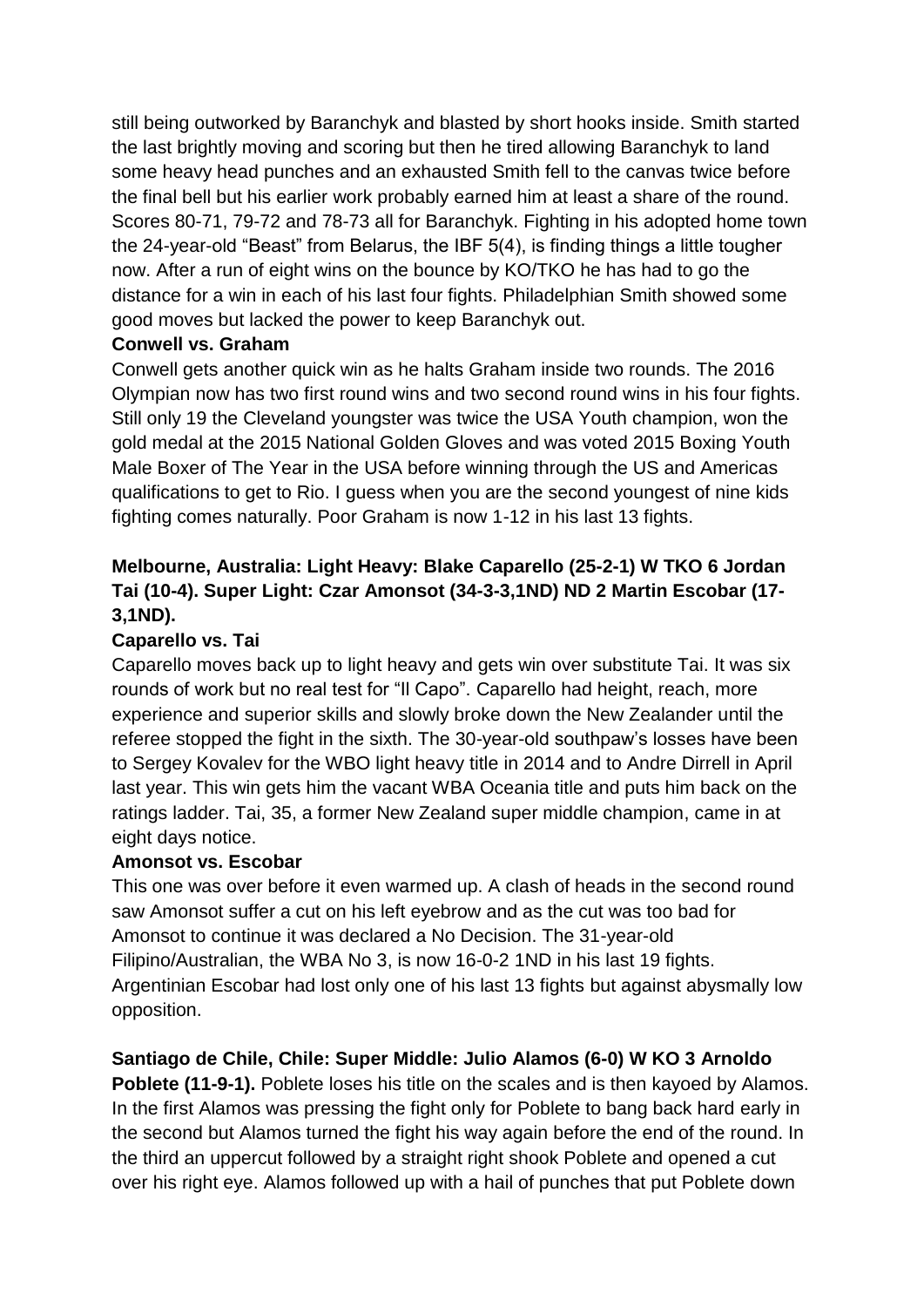still being outworked by Baranchyk and blasted by short hooks inside. Smith started the last brightly moving and scoring but then he tired allowing Baranchyk to land some heavy head punches and an exhausted Smith fell to the canvas twice before the final bell but his earlier work probably earned him at least a share of the round. Scores 80-71, 79-72 and 78-73 all for Baranchyk. Fighting in his adopted home town the 24-year-old "Beast" from Belarus, the IBF 5(4), is finding things a little tougher now. After a run of eight wins on the bounce by KO/TKO he has had to go the distance for a win in each of his last four fights. Philadelphian Smith showed some good moves but lacked the power to keep Baranchyk out.

**Conwell vs. Graham**

Conwell gets another quick win as he halts Graham inside two rounds. The 2016 Olympian now has two first round wins and two second round wins in his four fights. Still only 19 the Cleveland youngster was twice the USA Youth champion, won the gold medal at the 2015 National Golden Gloves and was voted 2015 Boxing Youth Male Boxer of The Year in the USA before winning through the US and Americas qualifications to get to Rio. I guess when you are the second youngest of nine kids fighting comes naturally. Poor Graham is now 1-12 in his last 13 fights.

**Melbourne, Australia: Light Heavy: Blake Caparello (25-2-1) W TKO 6 Jordan Tai (10-4). Super Light: Czar Amonsot (34-3-3,1ND) ND 2 Martin Escobar (17-3,1ND).**

**Caparello vs. Tai**

Caparello moves back up to light heavy and gets win over substitute Tai. It was six rounds of work but no real test for "Il Capo". Caparello had height, reach, more experience and superior skills and slowly broke down the New Zealander until the referee stopped the fight in the sixth. The 30-year-old southpaw's losses have been to Sergey Kovalev for the WBO light heavy title in 2014 and to Andre Dirrell in April last year. This win gets him the vacant WBA Oceania title and puts him back on the ratings ladder. Tai, 35, a former New Zealand super middle champion, came in at eight days notice.

**Amonsot vs. Escobar**

This one was over before it even warmed up. A clash of heads in the second round saw Amonsot suffer a cut on his left eyebrow and as the cut was too bad for Amonsot to continue it was declared a No Decision. The 31-year-old Filipino/Australian, the WBA No 3, is now 16-0-2 1ND in his last 19 fights. Argentinian Escobar had lost only one of his last 13 fights but against abysmally low opposition.

**Santiago de Chile, Chile: Super Middle: Julio Alamos (6-0) W KO 3 Arnoldo Poblete (11-9-1).** Poblete loses his title on the scales and is then kayoed by Alamos. In the first Alamos was pressing the fight only for Poblete to bang back hard early in the second but Alamos turned the fight his way again before the end of the round. In the third an uppercut followed by a straight right shook Poblete and opened a cut over his right eye. Alamos followed up with a hail of punches that put Poblete down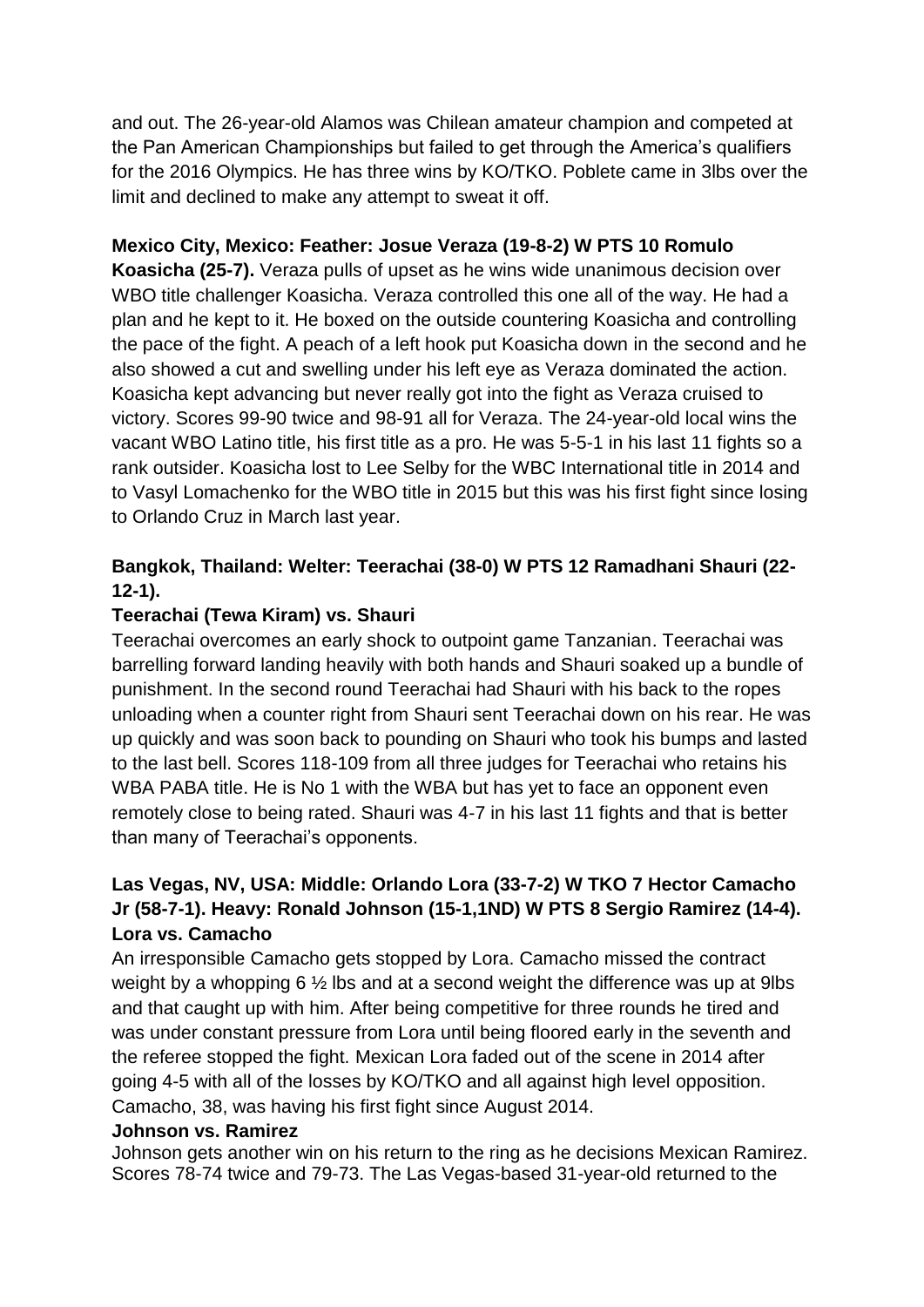and out. The 26-year-old Alamos was Chilean amateur champion and competed at the Pan American Championships but failed to get through the America's qualifiers for the 2016 Olympics. He has three wins by KO/TKO. Poblete came in 3lbs over the limit and declined to make any attempt to sweat it off.

**Mexico City, Mexico: Feather: Josue Veraza (19-8-2) W PTS 10 Romulo Koasicha (25-7).** Veraza pulls of upset as he wins wide unanimous decision over WBO title challenger Koasicha. Veraza controlled this one all of the way. He had a plan and he kept to it. He boxed on the outside countering Koasicha and controlling the pace of the fight. A peach of a left hook put Koasicha down in the second and he also showed a cut and swelling under his left eye as Veraza dominated the action. Koasicha kept advancing but never really got into the fight as Veraza cruised to victory. Scores 99-90 twice and 98-91 all for Veraza. The 24-year-old local wins the vacant WBO Latino title, his first title as a pro. He was 5-5-1 in his last 11 fights so a rank outsider. Koasicha lost to Lee Selby for the WBC International title in 2014 and to Vasyl Lomachenko for the WBO title in 2015 but this was his first fight since losing to Orlando Cruz in March last year.

**Bangkok, Thailand: Welter: Teerachai (38-0) W PTS 12 Ramadhani Shauri (22-12-1).**

**Teerachai (Tewa Kiram) vs. Shauri**

Teerachai overcomes an early shock to outpoint game Tanzanian. Teerachai was barrelling forward landing heavily with both hands and Shauri soaked up a bundle of punishment. In the second round Teerachai had Shauri with his back to the ropes unloading when a counter right from Shauri sent Teerachai down on his rear. He was up quickly and was soon back to pounding on Shauri who took his bumps and lasted to the last bell. Scores 118-109 from all three judges for Teerachai who retains his WBA PABA title. He is No 1 with the WBA but has yet to face an opponent even remotely close to being rated. Shauri was 4-7 in his last 11 fights and that is better than many of Teerachai's opponents.

**Las Vegas, NV, USA: Middle: Orlando Lora (33-7-2) W TKO 7 Hector Camacho Jr (58-7-1). Heavy: Ronald Johnson (15-1,1ND) W PTS 8 Sergio Ramirez (14-4).**

**Lora vs. Camacho**

An irresponsible Camacho gets stopped by Lora. Camacho missed the contract weight by a whopping 6 ½ lbs and at a second weight the difference was up at 9lbs and that caught up with him. After being competitive for three rounds he tired and was under constant pressure from Lora until being floored early in the seventh and the referee stopped the fight. Mexican Lora faded out of the scene in 2014 after going 4-5 with all of the losses by KO/TKO and all against high level opposition. Camacho, 38, was having his first fight since August 2014.

**Johnson vs. Ramirez**

Johnson gets another win on his return to the ring as he decisions Mexican Ramirez. Scores 78-74 twice and 79-73. The Las Vegas-based 31-year-old returned to the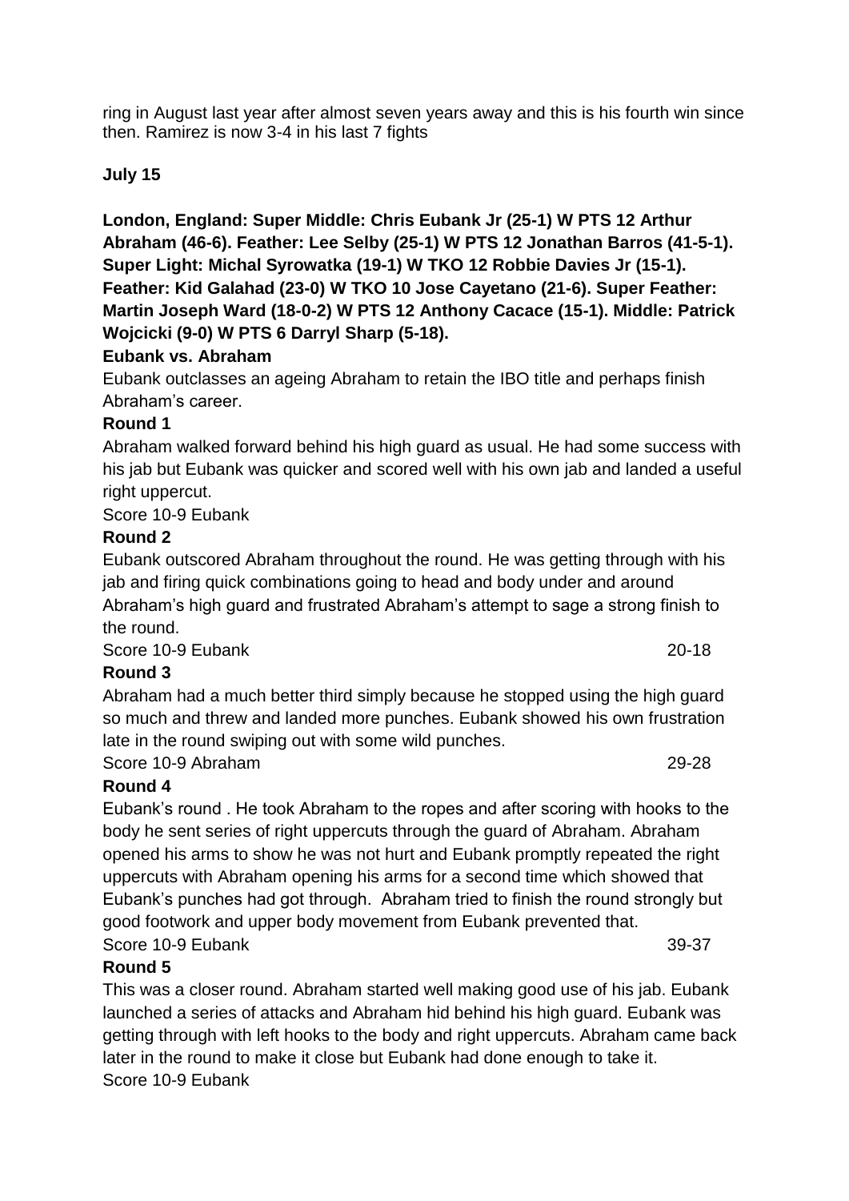ring in August last year after almost seven years away and this is his fourth win since then. Ramirez is now 3-4 in his last 7 fights

**July 15**

**London, England: Super Middle: Chris Eubank Jr (25-1) W PTS 12 Arthur Abraham (46-6). Feather: Lee Selby (25-1) W PTS 12 Jonathan Barros (41-5-1). Super Light: Michal Syrowatka (19-1) W TKO 12 Robbie Davies Jr (15-1). Feather: Kid Galahad (23-0) W TKO 10 Jose Cayetano (21-6). Super Feather: Martin Joseph Ward (18-0-2) W PTS 12 Anthony Cacace (15-1). Middle: Patrick Wojcicki (9-0) W PTS 6 Darryl Sharp (5-18).**

**Eubank vs. Abraham**

Eubank outclasses an ageing Abraham to retain the IBO title and perhaps finish Abraham's career.

**Round 1**

Abraham walked forward behind his high guard as usual. He had some success with his jab but Eubank was quicker and scored well with his own jab and landed a useful right uppercut.

Score 10-9 Eubank

**Round 2**

Eubank outscored Abraham throughout the round. He was getting through with his jab and firing quick combinations going to head and body under and around Abraham's high guard and frustrated Abraham's attempt to sage a strong finish to the round.

Score 10-9 Eubank 20-18

**Round 3**

Abraham had a much better third simply because he stopped using the high guard so much and threw and landed more punches. Eubank showed his own frustration late in the round swiping out with some wild punches.

Score 10-9 Abraham 29-28

**Round 4**

Eubank's round . He took Abraham to the ropes and after scoring with hooks to the body he sent series of right uppercuts through the guard of Abraham. Abraham opened his arms to show he was not hurt and Eubank promptly repeated the right uppercuts with Abraham opening his arms for a second time which showed that Eubank's punches had got through. Abraham tried to finish the round strongly but good footwork and upper body movement from Eubank prevented that.

Score 10-9 Eubank 39-37

**Round 5**

This was a closer round. Abraham started well making good use of his jab. Eubank launched a series of attacks and Abraham hid behind his high guard. Eubank was getting through with left hooks to the body and right uppercuts. Abraham came back later in the round to make it close but Eubank had done enough to take it.

Score 10-9 Eubank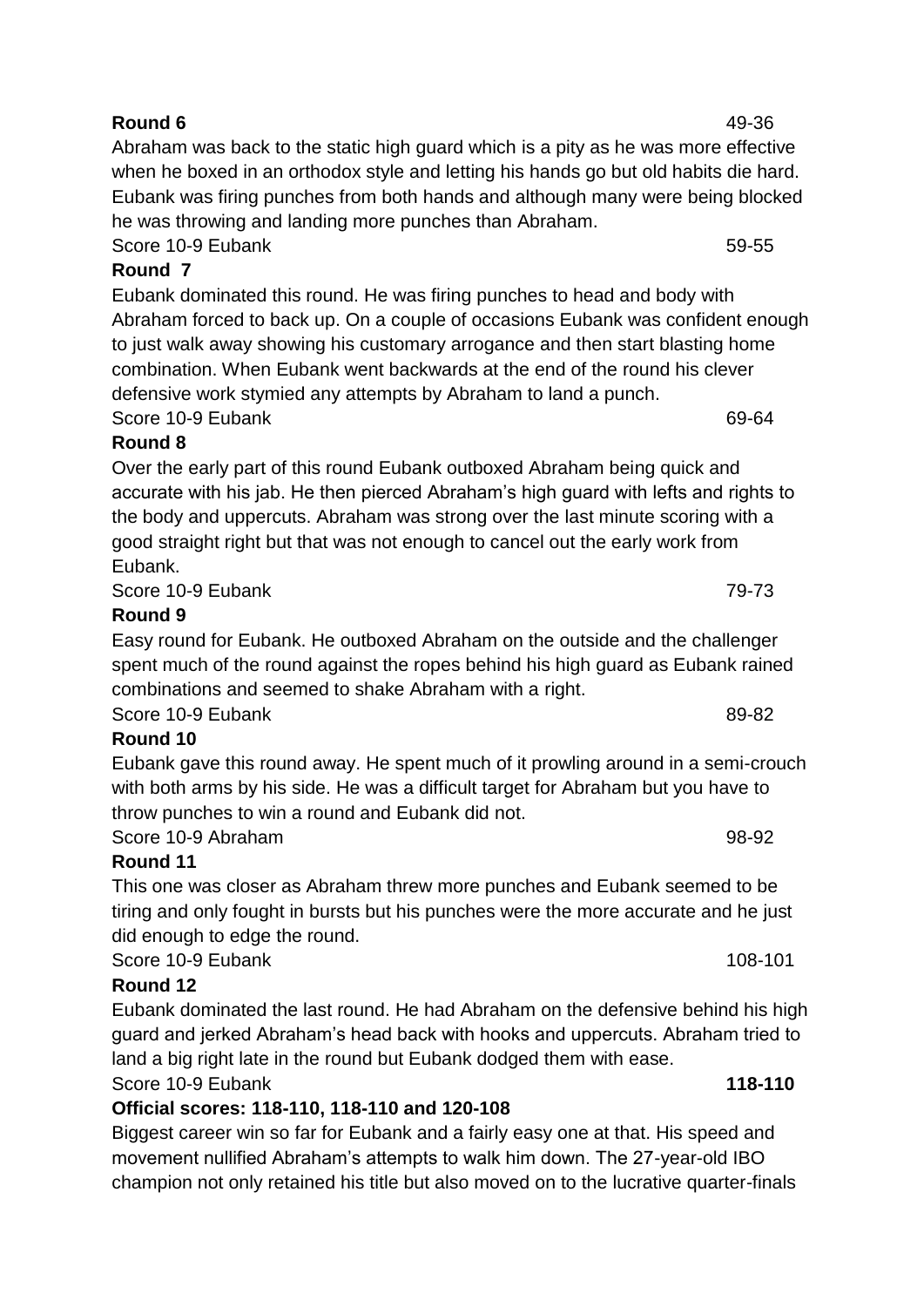**Round 6** 49-36

Abraham was back to the static high guard which is a pity as he was more effective when he boxed in an orthodox style and letting his hands go but old habits die hard. Eubank was firing punches from both hands and although many were being blocked he was throwing and landing more punches than Abraham.

Score 10-9 Eubank 59-55

**Round 7**

Eubank dominated this round. He was firing punches to head and body with Abraham forced to back up. On a couple of occasions Eubank was confident enough to just walk away showing his customary arrogance and then start blasting home combination. When Eubank went backwards at the end of the round his clever defensive work stymied any attempts by Abraham to land a punch.

Score 10-9 Eubank 69-64

**Round 8**

Over the early part of this round Eubank outboxed Abraham being quick and accurate with his jab. He then pierced Abraham's high guard with lefts and rights to the body and uppercuts. Abraham was strong over the last minute scoring with a good straight right but that was not enough to cancel out the early work from Eubank.

Score 10-9 Eubank 79-73

**Round 9**

Easy round for Eubank. He outboxed Abraham on the outside and the challenger spent much of the round against the ropes behind his high guard as Eubank rained combinations and seemed to shake Abraham with a right.

Score 10-9 Eubank 89-82

**Round 10**

Eubank gave this round away. He spent much of it prowling around in a semi-crouch with both arms by his side. He was a difficult target for Abraham but you have to throw punches to win a round and Eubank did not.

Score 10-9 Abraham 98-92

**Round 11**

This one was closer as Abraham threw more punches and Eubank seemed to be tiring and only fought in bursts but his punches were the more accurate and he just did enough to edge the round.

Score 10-9 Eubank 108-101

**Round 12**

Eubank dominated the last round. He had Abraham on the defensive behind his high guard and jerked Abraham's head back with hooks and uppercuts. Abraham tried to land a big right late in the round but Eubank dodged them with ease.

Score 10-9 Eubank **118-110**

**Official scores: 118-110, 118-110 and 120-108**

Biggest career win so far for Eubank and a fairly easy one at that. His speed and movement nullified Abraham's attempts to walk him down. The 27-year-old IBO champion not only retained his title but also moved on to the lucrative quarter-finals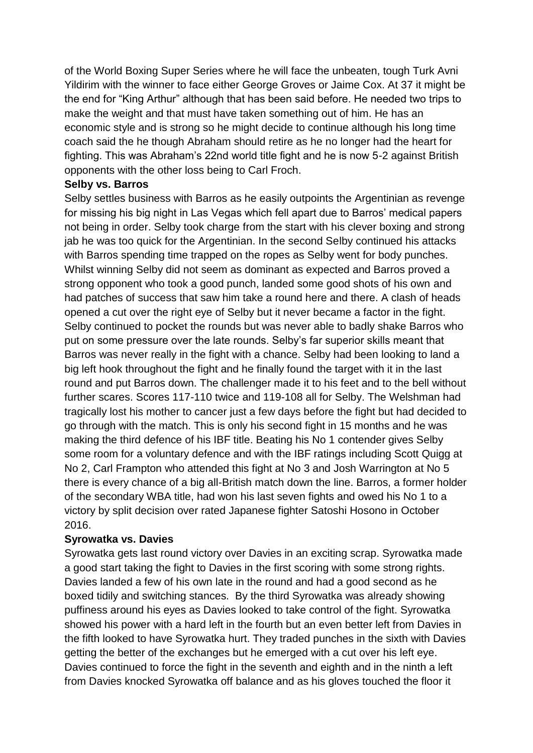of the World Boxing Super Series where he will face the unbeaten, tough Turk Avni Yildirim with the winner to face either George Groves or Jaime Cox. At 37 it might be the end for "King Arthur" although that has been said before. He needed two trips to make the weight and that must have taken something out of him. He has an economic style and is strong so he might decide to continue although his long time coach said the he though Abraham should retire as he no longer had the heart for fighting. This was Abraham's 22nd world title fight and he is now 5-2 against British opponents with the other loss being to Carl Froch.

**Selby vs. Barros**

Selby settles business with Barros as he easily outpoints the Argentinian as revenge for missing his big night in Las Vegas which fell apart due to Barros' medical papers not being in order. Selby took charge from the start with his clever boxing and strong jab he was too quick for the Argentinian. In the second Selby continued his attacks with Barros spending time trapped on the ropes as Selby went for body punches. Whilst winning Selby did not seem as dominant as expected and Barros proved a strong opponent who took a good punch, landed some good shots of his own and had patches of success that saw him take a round here and there. A clash of heads opened a cut over the right eye of Selby but it never became a factor in the fight. Selby continued to pocket the rounds but was never able to badly shake Barros who put on some pressure over the late rounds. Selby's far superior skills meant that Barros was never really in the fight with a chance. Selby had been looking to land a big left hook throughout the fight and he finally found the target with it in the last round and put Barros down. The challenger made it to his feet and to the bell without further scares. Scores 117-110 twice and 119-108 all for Selby. The Welshman had tragically lost his mother to cancer just a few days before the fight but had decided to go through with the match. This is only his second fight in 15 months and he was making the third defence of his IBF title. Beating his No 1 contender gives Selby some room for a voluntary defence and with the IBF ratings including Scott Quigg at No 2, Carl Frampton who attended this fight at No 3 and Josh Warrington at No 5 there is every chance of a big all-British match down the line. Barros, a former holder of the secondary WBA title, had won his last seven fights and owed his No 1 to a victory by split decision over rated Japanese fighter Satoshi Hosono in October 2016.

**Syrowatka vs. Davies**

Syrowatka gets last round victory over Davies in an exciting scrap. Syrowatka made a good start taking the fight to Davies in the first scoring with some strong rights. Davies landed a few of his own late in the round and had a good second as he boxed tidily and switching stances. By the third Syrowatka was already showing puffiness around his eyes as Davies looked to take control of the fight. Syrowatka showed his power with a hard left in the fourth but an even better left from Davies in the fifth looked to have Syrowatka hurt. They traded punches in the sixth with Davies getting the better of the exchanges but he emerged with a cut over his left eye. Davies continued to force the fight in the seventh and eighth and in the ninth a left from Davies knocked Syrowatka off balance and as his gloves touched the floor it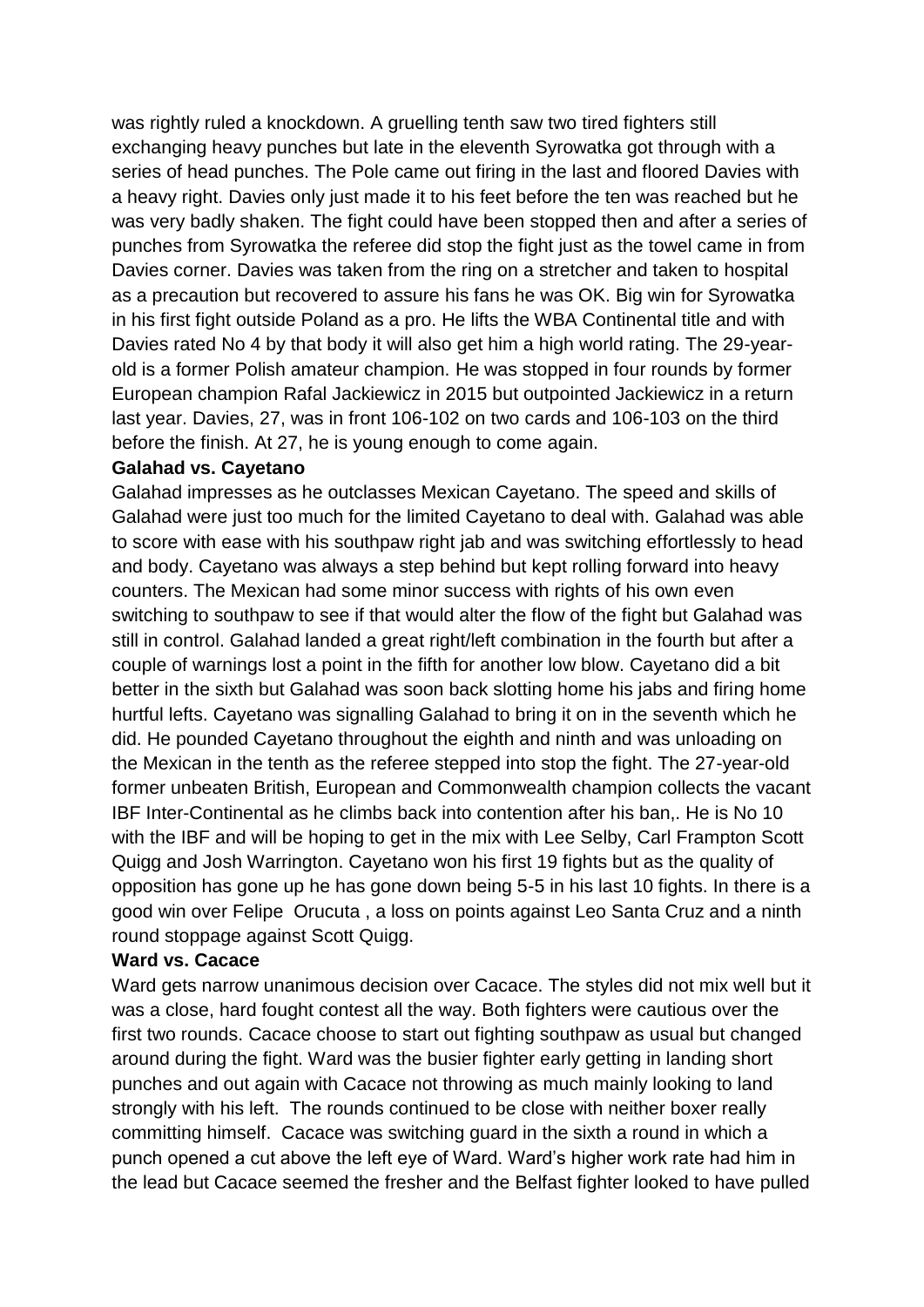was rightly ruled a knockdown. A gruelling tenth saw two tired fighters still exchanging heavy punches but late in the eleventh Syrowatka got through with a series of head punches. The Pole came out firing in the last and floored Davies with a heavy right. Davies only just made it to his feet before the ten was reached but he was very badly shaken. The fight could have been stopped then and after a series of punches from Syrowatka the referee did stop the fight just as the towel came in from Davies corner. Davies was taken from the ring on a stretcher and taken to hospital as a precaution but recovered to assure his fans he was OK. Big win for Syrowatka in his first fight outside Poland as a pro. He lifts the WBA Continental title and with Davies rated No 4 by that body it will also get him a high world rating. The 29-year-old is a former Polish amateur champion. He was stopped in four rounds by former European champion Rafal Jackiewicz in 2015 but outpointed Jackiewicz in a return last year. Davies, 27, was in front 106-102 on two cards and 106-103 on the third before the finish. At 27, he is young enough to come again.

**Galahad vs. Cayetano**

Galahad impresses as he outclasses Mexican Cayetano. The speed and skills of Galahad were just too much for the limited Cayetano to deal with. Galahad was able to score with ease with his southpaw right jab and was switching effortlessly to head and body. Cayetano was always a step behind but kept rolling forward into heavy counters. The Mexican had some minor success with rights of his own even switching to southpaw to see if that would alter the flow of the fight but Galahad was still in control. Galahad landed a great right/left combination in the fourth but after a couple of warnings lost a point in the fifth for another low blow. Cayetano did a bit better in the sixth but Galahad was soon back slotting home his jabs and firing home hurtful lefts. Cayetano was signalling Galahad to bring it on in the seventh which he did. He pounded Cayetano throughout the eighth and ninth and was unloading on the Mexican in the tenth as the referee stepped into stop the fight. The 27-year-old former unbeaten British, European and Commonwealth champion collects the vacant IBF Inter-Continental as he climbs back into contention after his ban,. He is No 10 with the IBF and will be hoping to get in the mix with Lee Selby, Carl Frampton Scott Quigg and Josh Warrington. Cayetano won his first 19 fights but as the quality of opposition has gone up he has gone down being 5-5 in his last 10 fights. In there is a good win over Felipe Orucuta , a loss on points against Leo Santa Cruz and a ninth round stoppage against Scott Quigg.

**Ward vs. Cacace**

Ward gets narrow unanimous decision over Cacace. The styles did not mix well but it was a close, hard fought contest all the way. Both fighters were cautious over the first two rounds. Cacace choose to start out fighting southpaw as usual but changed around during the fight. Ward was the busier fighter early getting in landing short punches and out again with Cacace not throwing as much mainly looking to land strongly with his left. The rounds continued to be close with neither boxer really committing himself. Cacace was switching guard in the sixth a round in which a punch opened a cut above the left eye of Ward. Ward's higher work rate had him in the lead but Cacace seemed the fresher and the Belfast fighter looked to have pulled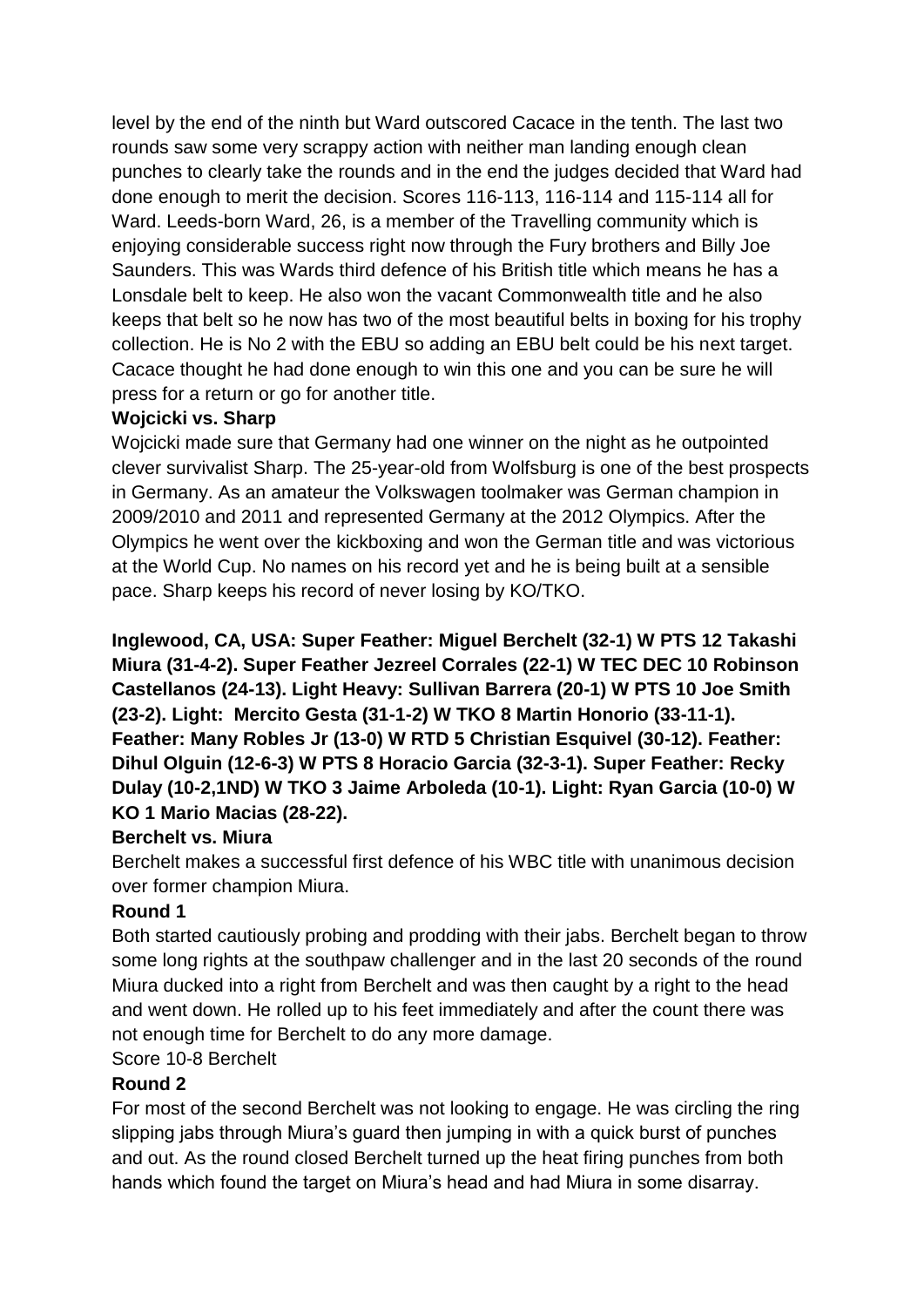level by the end of the ninth but Ward outscored Cacace in the tenth. The last two rounds saw some very scrappy action with neither man landing enough clean punches to clearly take the rounds and in the end the judges decided that Ward had done enough to merit the decision. Scores 116-113, 116-114 and 115-114 all for Ward. Leeds-born Ward, 26, is a member of the Travelling community which is enjoying considerable success right now through the Fury brothers and Billy Joe Saunders. This was Wards third defence of his British title which means he has a Lonsdale belt to keep. He also won the vacant Commonwealth title and he also keeps that belt so he now has two of the most beautiful belts in boxing for his trophy collection. He is No 2 with the EBU so adding an EBU belt could be his next target. Cacace thought he had done enough to win this one and you can be sure he will press for a return or go for another title.

**Wojcicki vs. Sharp**

Wojcicki made sure that Germany had one winner on the night as he outpointed clever survivalist Sharp. The 25-year-old from Wolfsburg is one of the best prospects in Germany. As an amateur the Volkswagen toolmaker was German champion in 2009/2010 and 2011 and represented Germany at the 2012 Olympics. After the Olympics he went over the kickboxing and won the German title and was victorious at the World Cup. No names on his record yet and he is being built at a sensible pace. Sharp keeps his record of never losing by KO/TKO.

**Inglewood, CA, USA: Super Feather: Miguel Berchelt (32-1) W PTS 12 Takashi Miura (31-4-2). Super Feather Jezreel Corrales (22-1) W TEC DEC 10 Robinson Castellanos (24-13). Light Heavy: Sullivan Barrera (20-1) W PTS 10 Joe Smith (23-2). Light: Mercito Gesta (31-1-2) W TKO 8 Martin Honorio (33-11-1). Feather: Many Robles Jr (13-0) W RTD 5 Christian Esquivel (30-12). Feather: Dihul Olguin (12-6-3) W PTS 8 Horacio Garcia (32-3-1). Super Feather: Recky Dulay (10-2,1ND) W TKO 3 Jaime Arboleda (10-1). Light: Ryan Garcia (10-0) W KO 1 Mario Macias (28-22).**

**Berchelt vs. Miura**

Berchelt makes a successful first defence of his WBC title with unanimous decision over former champion Miura.

**Round 1**

Both started cautiously probing and prodding with their jabs. Berchelt began to throw some long rights at the southpaw challenger and in the last 20 seconds of the round Miura ducked into a right from Berchelt and was then caught by a right to the head and went down. He rolled up to his feet immediately and after the count there was not enough time for Berchelt to do any more damage.

Score 10-8 Berchelt

**Round 2**

For most of the second Berchelt was not looking to engage. He was circling the ring slipping jabs through Miura's guard then jumping in with a quick burst of punches and out. As the round closed Berchelt turned up the heat firing punches from both hands which found the target on Miura's head and had Miura in some disarray.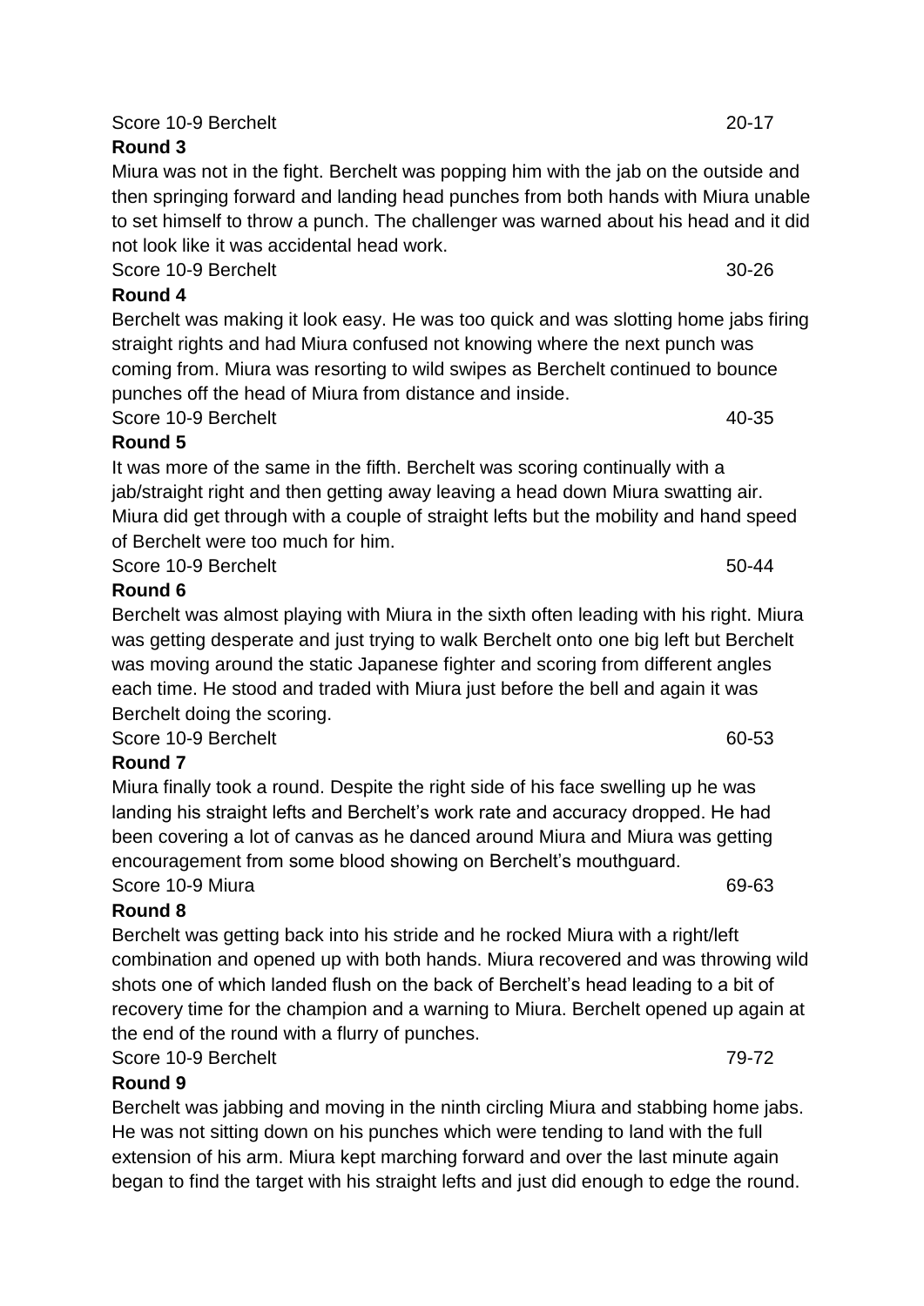Score 10-9 Berchelt 20-17

**Round 3**

Miura was not in the fight. Berchelt was popping him with the jab on the outside and then springing forward and landing head punches from both hands with Miura unable to set himself to throw a punch. The challenger was warned about his head and it did not look like it was accidental head work.

Score 10-9 Berchelt 30-26

**Round 4**

Berchelt was making it look easy. He was too quick and was slotting home jabs firing straight rights and had Miura confused not knowing where the next punch was coming from. Miura was resorting to wild swipes as Berchelt continued to bounce punches off the head of Miura from distance and inside.

Score 10-9 Berchelt 40-35

**Round 5**

It was more of the same in the fifth. Berchelt was scoring continually with a jab/straight right and then getting away leaving a head down Miura swatting air. Miura did get through with a couple of straight lefts but the mobility and hand speed of Berchelt were too much for him.

Score 10-9 Berchelt 50-44

**Round 6**

Berchelt was almost playing with Miura in the sixth often leading with his right. Miura was getting desperate and just trying to walk Berchelt onto one big left but Berchelt was moving around the static Japanese fighter and scoring from different angles each time. He stood and traded with Miura just before the bell and again it was Berchelt doing the scoring.

Score 10-9 Berchelt 60-53

**Round 7**

Miura finally took a round. Despite the right side of his face swelling up he was landing his straight lefts and Berchelt's work rate and accuracy dropped. He had been covering a lot of canvas as he danced around Miura and Miura was getting encouragement from some blood showing on Berchelt's mouthguard.

Score 10-9 Miura 69-63

**Round 8**

Berchelt was getting back into his stride and he rocked Miura with a right/left combination and opened up with both hands. Miura recovered and was throwing wild shots one of which landed flush on the back of Berchelt's head leading to a bit of recovery time for the champion and a warning to Miura. Berchelt opened up again at the end of the round with a flurry of punches.

Score 10-9 Berchelt 79-72

**Round 9**

Berchelt was jabbing and moving in the ninth circling Miura and stabbing home jabs. He was not sitting down on his punches which were tending to land with the full extension of his arm. Miura kept marching forward and over the last minute again began to find the target with his straight lefts and just did enough to edge the round.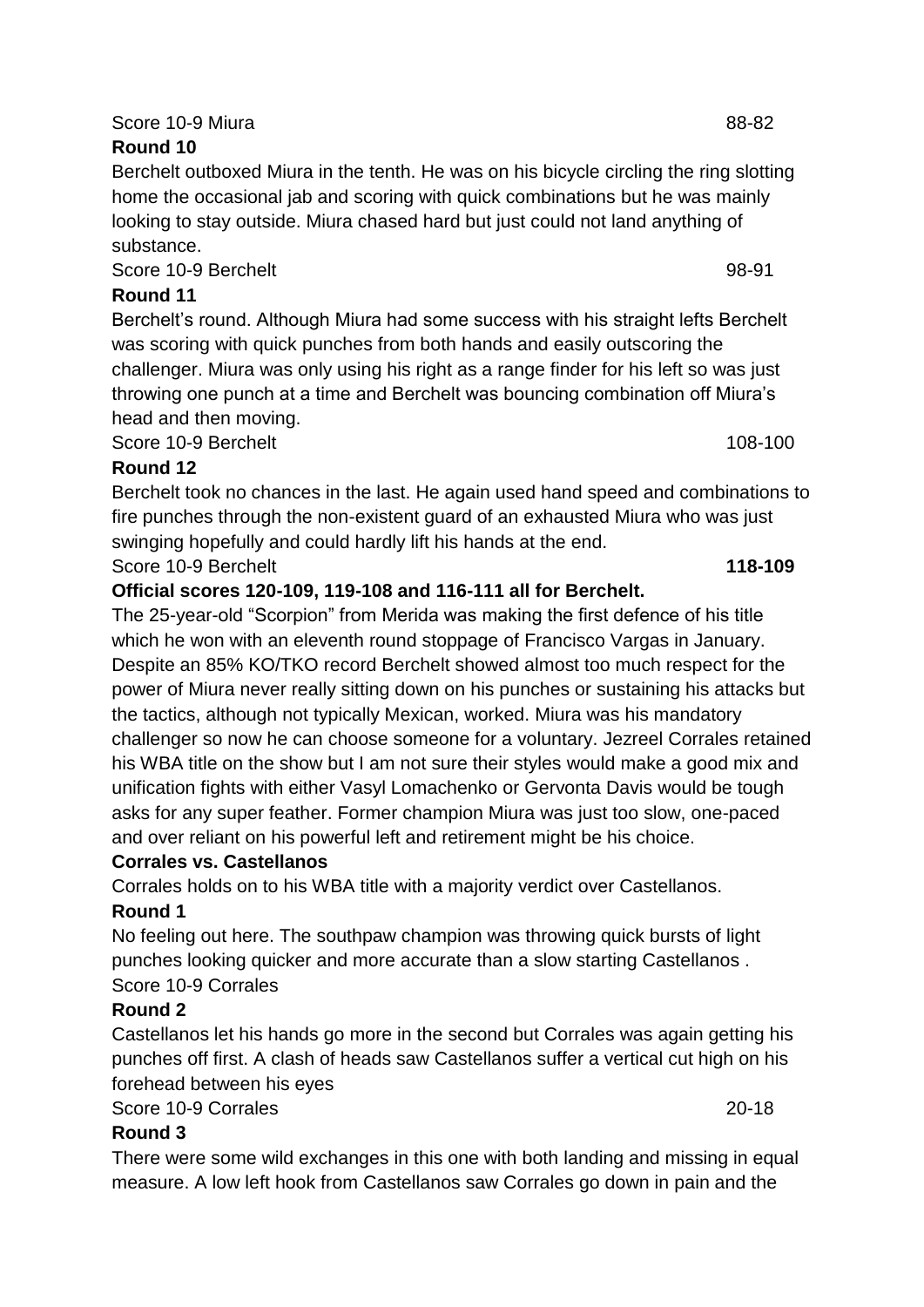Score 10-9 Miura 88-82

**Round 10**

Berchelt outboxed Miura in the tenth. He was on his bicycle circling the ring slotting home the occasional jab and scoring with quick combinations but he was mainly looking to stay outside. Miura chased hard but just could not land anything of substance.

Score 10-9 Berchelt 98-91

**Round 11**

Berchelt's round. Although Miura had some success with his straight lefts Berchelt was scoring with quick punches from both hands and easily outscoring the challenger. Miura was only using his right as a range finder for his left so was just throwing one punch at a time and Berchelt was bouncing combination off Miura's head and then moving.

Score 10-9 Berchelt 108-100

**Round 12**

Berchelt took no chances in the last. He again used hand speed and combinations to fire punches through the non-existent guard of an exhausted Miura who was just swinging hopefully and could hardly lift his hands at the end.

Score 10-9 Berchelt **118-109**

**Official scores 120-109, 119-108 and 116-111 all for Berchelt.**

The 25-year-old "Scorpion" from Merida was making the first defence of his title which he won with an eleventh round stoppage of Francisco Vargas in January. Despite an 85% KO/TKO record Berchelt showed almost too much respect for the power of Miura never really sitting down on his punches or sustaining his attacks but the tactics, although not typically Mexican, worked. Miura was his mandatory challenger so now he can choose someone for a voluntary. Jezreel Corrales retained his WBA title on the show but I am not sure their styles would make a good mix and unification fights with either Vasyl Lomachenko or Gervonta Davis would be tough asks for any super feather. Former champion Miura was just too slow, one-paced and over reliant on his powerful left and retirement might be his choice.

**Corrales vs. Castellanos**

Corrales holds on to his WBA title with a majority verdict over Castellanos.

**Round 1**

No feeling out here. The southpaw champion was throwing quick bursts of light punches looking quicker and more accurate than a slow starting Castellanos .

Score 10-9 Corrales

**Round 2**

Castellanos let his hands go more in the second but Corrales was again getting his punches off first. A clash of heads saw Castellanos suffer a vertical cut high on his forehead between his eyes

Score 10-9 Corrales 20-18

**Round 3**

There were some wild exchanges in this one with both landing and missing in equal measure. A low left hook from Castellanos saw Corrales go down in pain and the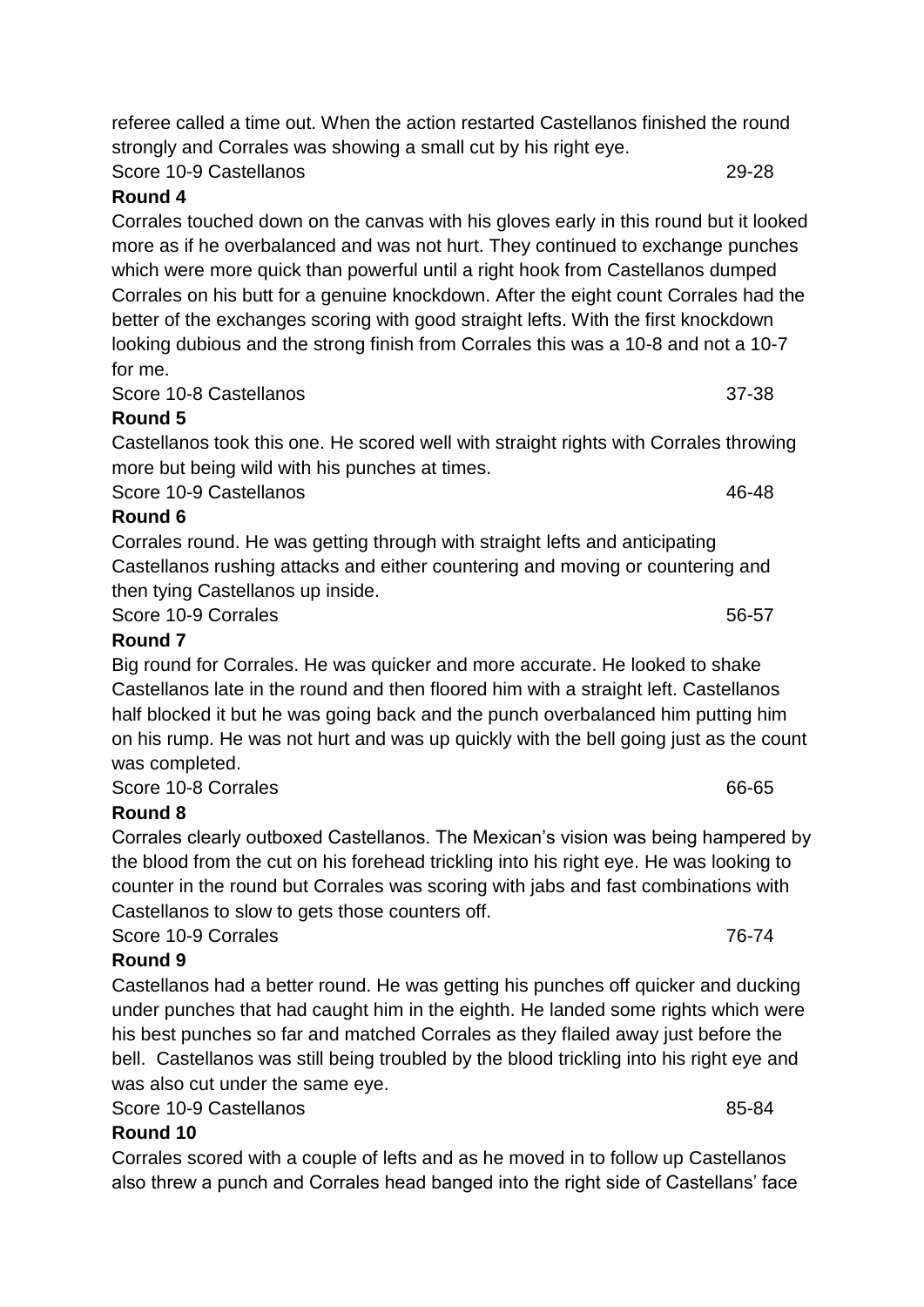referee called a time out. When the action restarted Castellanos finished the round strongly and Corrales was showing a small cut by his right eye.

Score 10-9 Castellanos 29-28

**Round 4**

Corrales touched down on the canvas with his gloves early in this round but it looked more as if he overbalanced and was not hurt. They continued to exchange punches which were more quick than powerful until a right hook from Castellanos dumped Corrales on his butt for a genuine knockdown. After the eight count Corrales had the better of the exchanges scoring with good straight lefts. With the first knockdown looking dubious and the strong finish from Corrales this was a 10-8 and not a 10-7 for me.

Score 10-8 Castellanos 37-38

**Round 5**

Castellanos took this one. He scored well with straight rights with Corrales throwing more but being wild with his punches at times.

Score 10-9 Castellanos 46-48

**Round 6**

Corrales round. He was getting through with straight lefts and anticipating Castellanos rushing attacks and either countering and moving or countering and then tying Castellanos up inside.

Score 10-9 Corrales 56-57

**Round 7**

Big round for Corrales. He was quicker and more accurate. He looked to shake Castellanos late in the round and then floored him with a straight left. Castellanos half blocked it but he was going back and the punch overbalanced him putting him on his rump. He was not hurt and was up quickly with the bell going just as the count was completed.

Score 10-8 Corrales 66-65

**Round 8**

Corrales clearly outboxed Castellanos. The Mexican's vision was being hampered by the blood from the cut on his forehead trickling into his right eye. He was looking to counter in the round but Corrales was scoring with jabs and fast combinations with Castellanos to slow to gets those counters off.

Score 10-9 Corrales 76-74

**Round 9**

Castellanos had a better round. He was getting his punches off quicker and ducking under punches that had caught him in the eighth. He landed some rights which were his best punches so far and matched Corrales as they flailed away just before the bell. Castellanos was still being troubled by the blood trickling into his right eye and was also cut under the same eye.

Score 10-9 Castellanos 85-84

**Round 10**

Corrales scored with a couple of lefts and as he moved in to follow up Castellanos also threw a punch and Corrales head banged into the right side of Castellans' face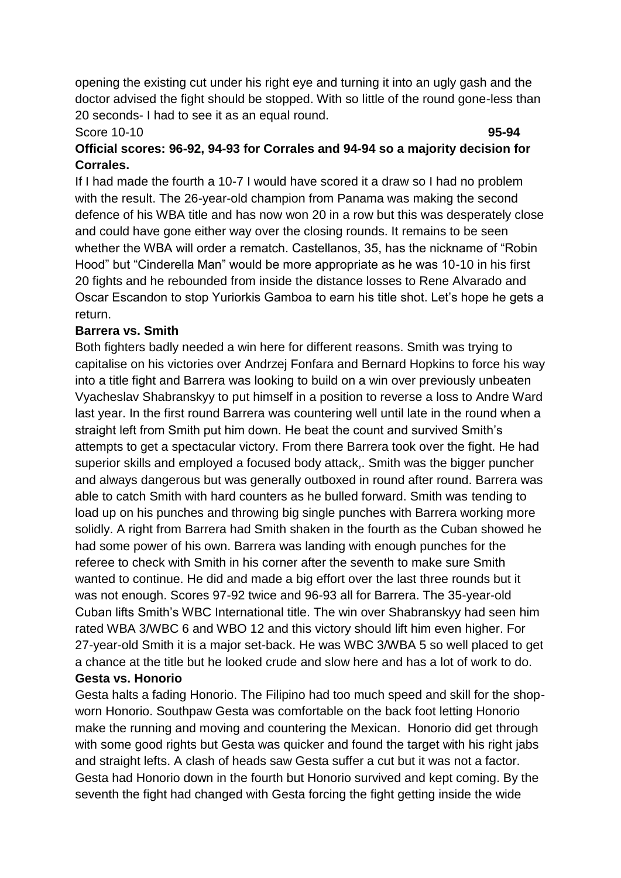opening the existing cut under his right eye and turning it into an ugly gash and the doctor advised the fight should be stopped. With so little of the round gone-less than 20 seconds- I had to see it as an equal round.

Score 10-10 **95-94**

**Official scores: 96-92, 94-93 for Corrales and 94-94 so a majority decision for Corrales.**

If I had made the fourth a 10-7 I would have scored it a draw so I had no problem with the result. The 26-year-old champion from Panama was making the second defence of his WBA title and has now won 20 in a row but this was desperately close and could have gone either way over the closing rounds. It remains to be seen whether the WBA will order a rematch. Castellanos, 35, has the nickname of "Robin Hood" but "Cinderella Man" would be more appropriate as he was 10-10 in his first 20 fights and he rebounded from inside the distance losses to Rene Alvarado and Oscar Escandon to stop Yuriorkis Gamboa to earn his title shot. Let's hope he gets a return.

**Barrera vs. Smith**

Both fighters badly needed a win here for different reasons. Smith was trying to capitalise on his victories over Andrzej Fonfara and Bernard Hopkins to force his way into a title fight and Barrera was looking to build on a win over previously unbeaten Vyacheslav Shabranskyy to put himself in a position to reverse a loss to Andre Ward last year. In the first round Barrera was countering well until late in the round when a straight left from Smith put him down. He beat the count and survived Smith's attempts to get a spectacular victory. From there Barrera took over the fight. He had superior skills and employed a focused body attack,. Smith was the bigger puncher and always dangerous but was generally outboxed in round after round. Barrera was able to catch Smith with hard counters as he bulled forward. Smith was tending to load up on his punches and throwing big single punches with Barrera working more solidly. A right from Barrera had Smith shaken in the fourth as the Cuban showed he had some power of his own. Barrera was landing with enough punches for the referee to check with Smith in his corner after the seventh to make sure Smith wanted to continue. He did and made a big effort over the last three rounds but it was not enough. Scores 97-92 twice and 96-93 all for Barrera. The 35-year-old Cuban lifts Smith's WBC International title. The win over Shabranskyy had seen him rated WBA 3/WBC 6 and WBO 12 and this victory should lift him even higher. For 27-year-old Smith it is a major set-back. He was WBC 3/WBA 5 so well placed to get a chance at the title but he looked crude and slow here and has a lot of work to do.

**Gesta vs. Honorio**

Gesta halts a fading Honorio. The Filipino had too much speed and skill for the shop-worn Honorio. Southpaw Gesta was comfortable on the back foot letting Honorio make the running and moving and countering the Mexican. Honorio did get through with some good rights but Gesta was quicker and found the target with his right jabs and straight lefts. A clash of heads saw Gesta suffer a cut but it was not a factor. Gesta had Honorio down in the fourth but Honorio survived and kept coming. By the seventh the fight had changed with Gesta forcing the fight getting inside the wide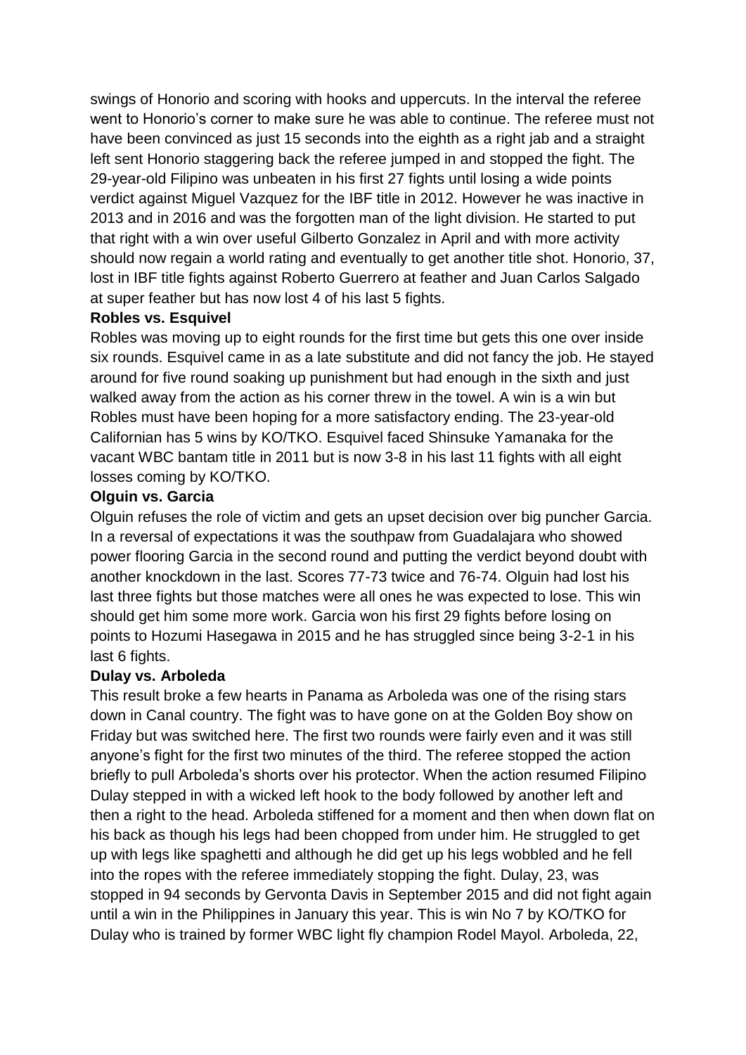swings of Honorio and scoring with hooks and uppercuts. In the interval the referee went to Honorio's corner to make sure he was able to continue. The referee must not have been convinced as just 15 seconds into the eighth as a right jab and a straight left sent Honorio staggering back the referee jumped in and stopped the fight. The 29-year-old Filipino was unbeaten in his first 27 fights until losing a wide points verdict against Miguel Vazquez for the IBF title in 2012. However he was inactive in 2013 and in 2016 and was the forgotten man of the light division. He started to put that right with a win over useful Gilberto Gonzalez in April and with more activity should now regain a world rating and eventually to get another title shot. Honorio, 37, lost in IBF title fights against Roberto Guerrero at feather and Juan Carlos Salgado at super feather but has now lost 4 of his last 5 fights.

**Robles vs. Esquivel**

Robles was moving up to eight rounds for the first time but gets this one over inside six rounds. Esquivel came in as a late substitute and did not fancy the job. He stayed around for five round soaking up punishment but had enough in the sixth and just walked away from the action as his corner threw in the towel. A win is a win but Robles must have been hoping for a more satisfactory ending. The 23-year-old Californian has 5 wins by KO/TKO. Esquivel faced Shinsuke Yamanaka for the vacant WBC bantam title in 2011 but is now 3-8 in his last 11 fights with all eight losses coming by KO/TKO.

**Olguin vs. Garcia**

Olguin refuses the role of victim and gets an upset decision over big puncher Garcia. In a reversal of expectations it was the southpaw from Guadalajara who showed power flooring Garcia in the second round and putting the verdict beyond doubt with another knockdown in the last. Scores 77-73 twice and 76-74. Olguin had lost his last three fights but those matches were all ones he was expected to lose. This win should get him some more work. Garcia won his first 29 fights before losing on points to Hozumi Hasegawa in 2015 and he has struggled since being 3-2-1 in his last 6 fights.

**Dulay vs. Arboleda**

This result broke a few hearts in Panama as Arboleda was one of the rising stars down in Canal country. The fight was to have gone on at the Golden Boy show on Friday but was switched here. The first two rounds were fairly even and it was still anyone's fight for the first two minutes of the third. The referee stopped the action briefly to pull Arboleda's shorts over his protector. When the action resumed Filipino Dulay stepped in with a wicked left hook to the body followed by another left and then a right to the head. Arboleda stiffened for a moment and then when down flat on his back as though his legs had been chopped from under him. He struggled to get up with legs like spaghetti and although he did get up his legs wobbled and he fell into the ropes with the referee immediately stopping the fight. Dulay, 23, was stopped in 94 seconds by Gervonta Davis in September 2015 and did not fight again until a win in the Philippines in January this year. This is win No 7 by KO/TKO for Dulay who is trained by former WBC light fly champion Rodel Mayol. Arboleda, 22,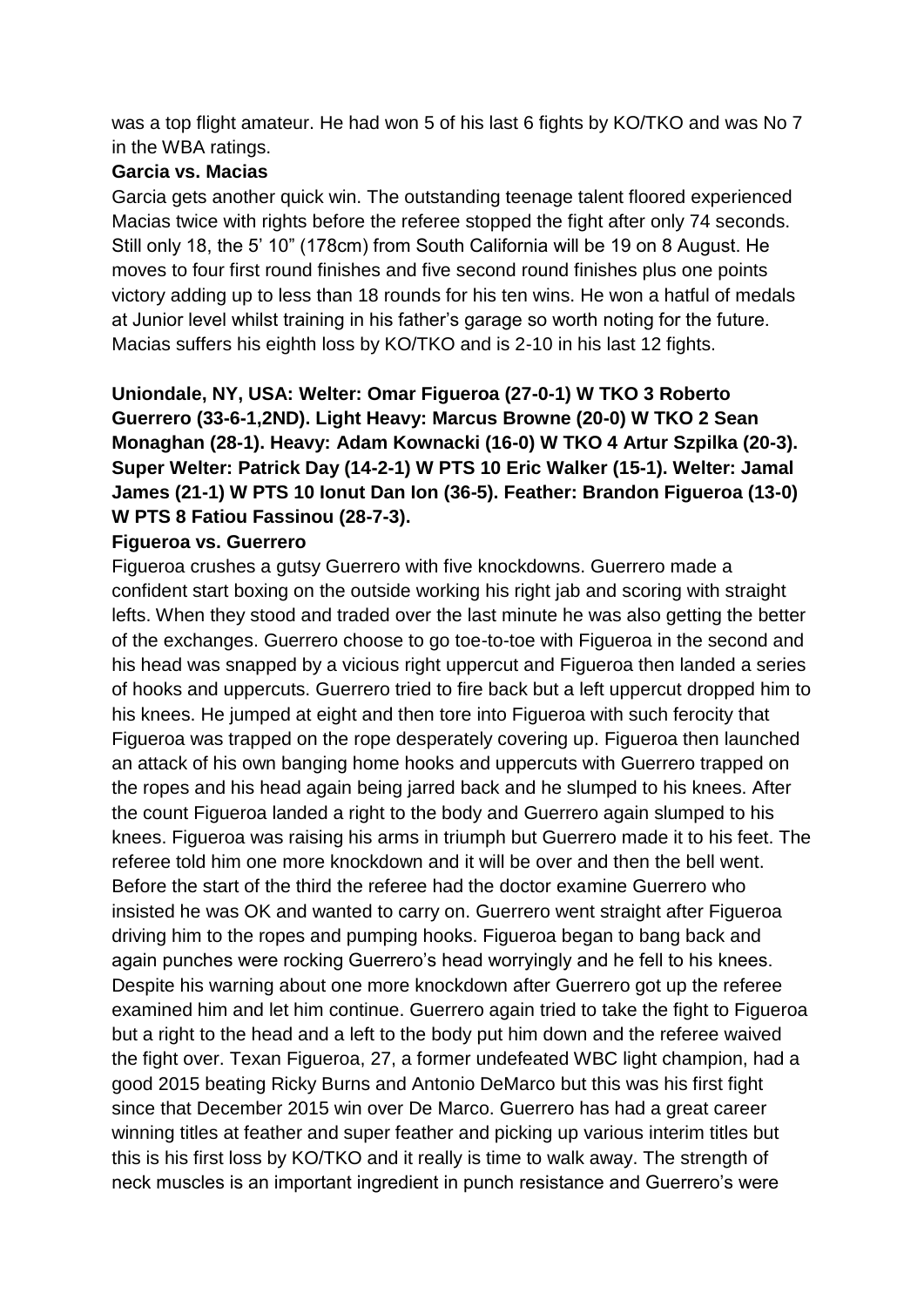was a top flight amateur. He had won 5 of his last 6 fights by KO/TKO and was No 7 in the WBA ratings.

**Garcia vs. Macias**

Garcia gets another quick win. The outstanding teenage talent floored experienced Macias twice with rights before the referee stopped the fight after only 74 seconds. Still only 18, the 5' 10" (178cm) from South California will be 19 on 8 August. He moves to four first round finishes and five second round finishes plus one points victory adding up to less than 18 rounds for his ten wins. He won a hatful of medals at Junior level whilst training in his father's garage so worth noting for the future. Macias suffers his eighth loss by KO/TKO and is 2-10 in his last 12 fights.

**Uniondale, NY, USA: Welter: Omar Figueroa (27-0-1) W TKO 3 Roberto Guerrero (33-6-1,2ND). Light Heavy: Marcus Browne (20-0) W TKO 2 Sean Monaghan (28-1). Heavy: Adam Kownacki (16-0) W TKO 4 Artur Szpilka (20-3). Super Welter: Patrick Day (14-2-1) W PTS 10 Eric Walker (15-1). Welter: Jamal James (21-1) W PTS 10 Ionut Dan Ion (36-5). Feather: Brandon Figueroa (13-0) W PTS 8 Fatiou Fassinou (28-7-3).**

**Figueroa vs. Guerrero**

Figueroa crushes a gutsy Guerrero with five knockdowns. Guerrero made a confident start boxing on the outside working his right jab and scoring with straight lefts. When they stood and traded over the last minute he was also getting the better of the exchanges. Guerrero choose to go toe-to-toe with Figueroa in the second and his head was snapped by a vicious right uppercut and Figueroa then landed a series of hooks and uppercuts. Guerrero tried to fire back but a left uppercut dropped him to his knees. He jumped at eight and then tore into Figueroa with such ferocity that Figueroa was trapped on the rope desperately covering up. Figueroa then launched an attack of his own banging home hooks and uppercuts with Guerrero trapped on the ropes and his head again being jarred back and he slumped to his knees. After the count Figueroa landed a right to the body and Guerrero again slumped to his knees. Figueroa was raising his arms in triumph but Guerrero made it to his feet. The referee told him one more knockdown and it will be over and then the bell went. Before the start of the third the referee had the doctor examine Guerrero who insisted he was OK and wanted to carry on. Guerrero went straight after Figueroa driving him to the ropes and pumping hooks. Figueroa began to bang back and again punches were rocking Guerrero's head worryingly and he fell to his knees. Despite his warning about one more knockdown after Guerrero got up the referee examined him and let him continue. Guerrero again tried to take the fight to Figueroa but a right to the head and a left to the body put him down and the referee waived the fight over. Texan Figueroa, 27, a former undefeated WBC light champion, had a good 2015 beating Ricky Burns and Antonio DeMarco but this was his first fight since that December 2015 win over De Marco. Guerrero has had a great career winning titles at feather and super feather and picking up various interim titles but this is his first loss by KO/TKO and it really is time to walk away. The strength of neck muscles is an important ingredient in punch resistance and Guerrero's were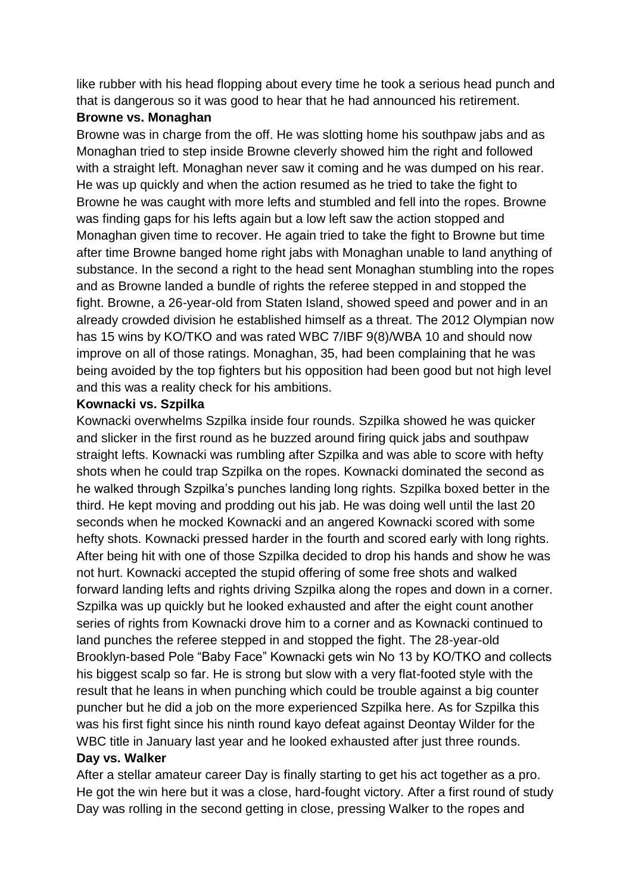like rubber with his head flopping about every time he took a serious head punch and that is dangerous so it was good to hear that he had announced his retirement.

**Browne vs. Monaghan**

Browne was in charge from the off. He was slotting home his southpaw jabs and as Monaghan tried to step inside Browne cleverly showed him the right and followed with a straight left. Monaghan never saw it coming and he was dumped on his rear. He was up quickly and when the action resumed as he tried to take the fight to Browne he was caught with more lefts and stumbled and fell into the ropes. Browne was finding gaps for his lefts again but a low left saw the action stopped and Monaghan given time to recover. He again tried to take the fight to Browne but time after time Browne banged home right jabs with Monaghan unable to land anything of substance. In the second a right to the head sent Monaghan stumbling into the ropes and as Browne landed a bundle of rights the referee stepped in and stopped the fight. Browne, a 26-year-old from Staten Island, showed speed and power and in an already crowded division he established himself as a threat. The 2012 Olympian now has 15 wins by KO/TKO and was rated WBC 7/IBF 9(8)/WBA 10 and should now improve on all of those ratings. Monaghan, 35, had been complaining that he was being avoided by the top fighters but his opposition had been good but not high level and this was a reality check for his ambitions.

**Kownacki vs. Szpilka**

Kownacki overwhelms Szpilka inside four rounds. Szpilka showed he was quicker and slicker in the first round as he buzzed around firing quick jabs and southpaw straight lefts. Kownacki was rumbling after Szpilka and was able to score with hefty shots when he could trap Szpilka on the ropes. Kownacki dominated the second as he walked through Szpilka's punches landing long rights. Szpilka boxed better in the third. He kept moving and prodding out his jab. He was doing well until the last 20 seconds when he mocked Kownacki and an angered Kownacki scored with some hefty shots. Kownacki pressed harder in the fourth and scored early with long rights. After being hit with one of those Szpilka decided to drop his hands and show he was not hurt. Kownacki accepted the stupid offering of some free shots and walked forward landing lefts and rights driving Szpilka along the ropes and down in a corner. Szpilka was up quickly but he looked exhausted and after the eight count another series of rights from Kownacki drove him to a corner and as Kownacki continued to land punches the referee stepped in and stopped the fight. The 28-year-old Brooklyn-based Pole "Baby Face" Kownacki gets win No 13 by KO/TKO and collects his biggest scalp so far. He is strong but slow with a very flat-footed style with the result that he leans in when punching which could be trouble against a big counter puncher but he did a job on the more experienced Szpilka here. As for Szpilka this was his first fight since his ninth round kayo defeat against Deontay Wilder for the WBC title in January last year and he looked exhausted after just three rounds.

**Day vs. Walker**

After a stellar amateur career Day is finally starting to get his act together as a pro. He got the win here but it was a close, hard-fought victory. After a first round of study Day was rolling in the second getting in close, pressing Walker to the ropes and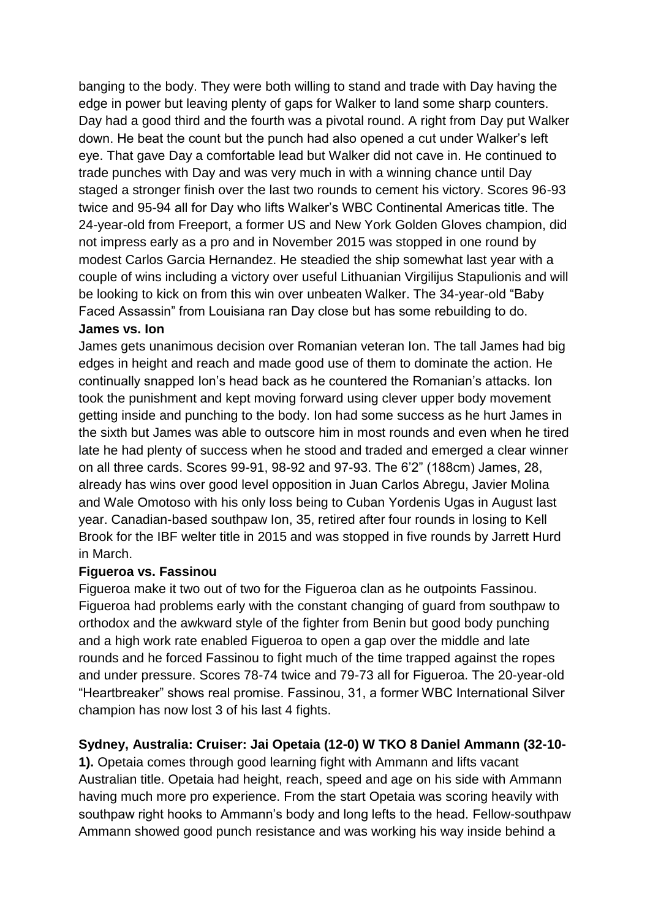banging to the body. They were both willing to stand and trade with Day having the edge in power but leaving plenty of gaps for Walker to land some sharp counters. Day had a good third and the fourth was a pivotal round. A right from Day put Walker down. He beat the count but the punch had also opened a cut under Walker's left eye. That gave Day a comfortable lead but Walker did not cave in. He continued to trade punches with Day and was very much in with a winning chance until Day staged a stronger finish over the last two rounds to cement his victory. Scores 96-93 twice and 95-94 all for Day who lifts Walker's WBC Continental Americas title. The 24-year-old from Freeport, a former US and New York Golden Gloves champion, did not impress early as a pro and in November 2015 was stopped in one round by modest Carlos Garcia Hernandez. He steadied the ship somewhat last year with a couple of wins including a victory over useful Lithuanian Virgilijus Stapulionis and will be looking to kick on from this win over unbeaten Walker. The 34-year-old "Baby Faced Assassin" from Louisiana ran Day close but has some rebuilding to do.

**James vs. Ion**

James gets unanimous decision over Romanian veteran Ion. The tall James had big edges in height and reach and made good use of them to dominate the action. He continually snapped Ion's head back as he countered the Romanian's attacks. Ion took the punishment and kept moving forward using clever upper body movement getting inside and punching to the body. Ion had some success as he hurt James in the sixth but James was able to outscore him in most rounds and even when he tired late he had plenty of success when he stood and traded and emerged a clear winner on all three cards. Scores 99-91, 98-92 and 97-93. The 6'2" (188cm) James, 28, already has wins over good level opposition in Juan Carlos Abregu, Javier Molina and Wale Omotoso with his only loss being to Cuban Yordenis Ugas in August last year. Canadian-based southpaw Ion, 35, retired after four rounds in losing to Kell Brook for the IBF welter title in 2015 and was stopped in five rounds by Jarrett Hurd in March.

**Figueroa vs. Fassinou**

Figueroa make it two out of two for the Figueroa clan as he outpoints Fassinou. Figueroa had problems early with the constant changing of guard from southpaw to orthodox and the awkward style of the fighter from Benin but good body punching and a high work rate enabled Figueroa to open a gap over the middle and late rounds and he forced Fassinou to fight much of the time trapped against the ropes and under pressure. Scores 78-74 twice and 79-73 all for Figueroa. The 20-year-old "Heartbreaker" shows real promise. Fassinou, 31, a former WBC International Silver champion has now lost 3 of his last 4 fights.

**Sydney, Australia: Cruiser: Jai Opetaia (12-0) W TKO 8 Daniel Ammann (32-10-1).** Opetaia comes through good learning fight with Ammann and lifts vacant Australian title. Opetaia had height, reach, speed and age on his side with Ammann having much more pro experience. From the start Opetaia was scoring heavily with southpaw right hooks to Ammann's body and long lefts to the head. Fellow-southpaw Ammann showed good punch resistance and was working his way inside behind a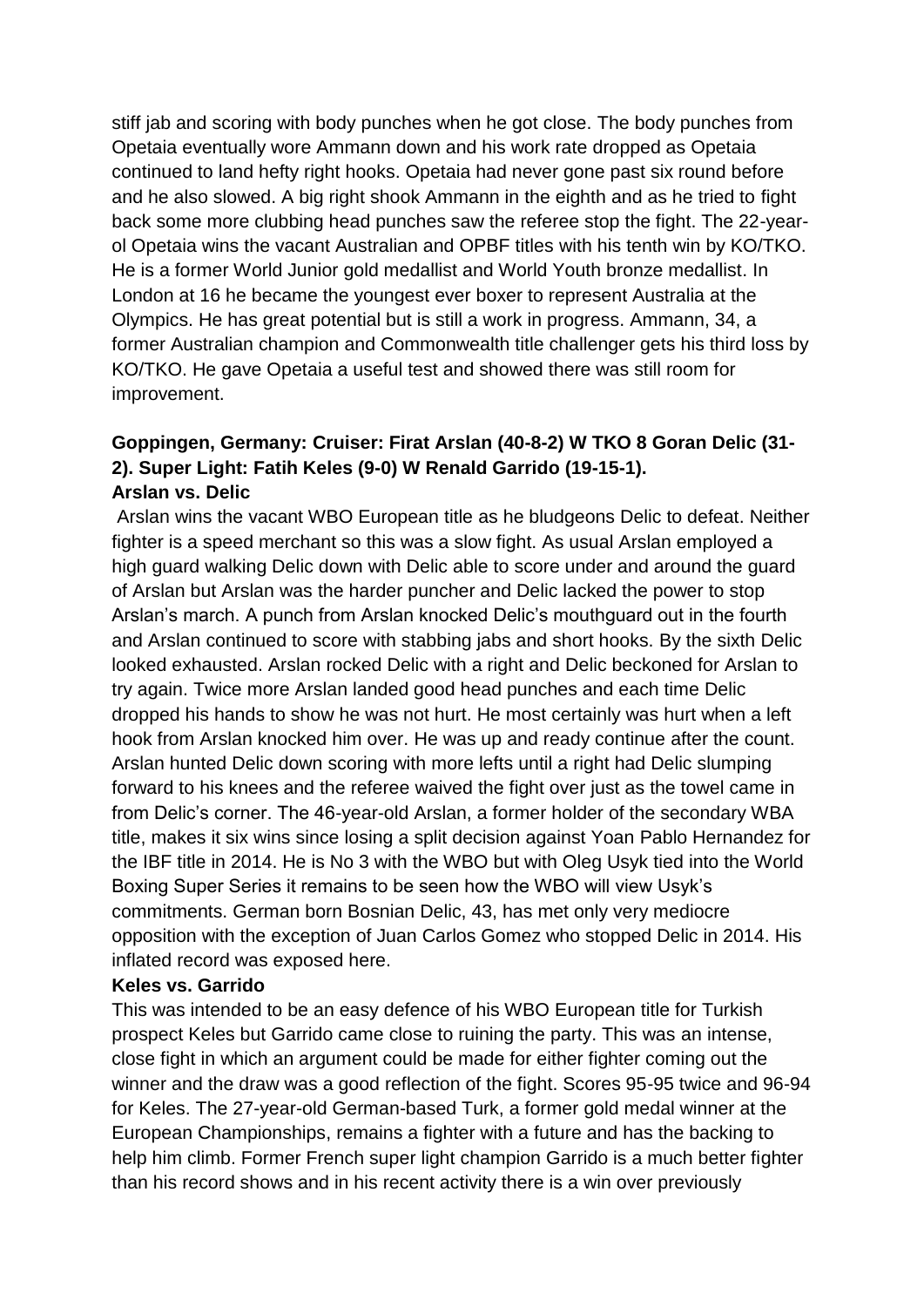stiff jab and scoring with body punches when he got close. The body punches from Opetaia eventually wore Ammann down and his work rate dropped as Opetaia continued to land hefty right hooks. Opetaia had never gone past six round before and he also slowed. A big right shook Ammann in the eighth and as he tried to fight back some more clubbing head punches saw the referee stop the fight. The 22-year-ol Opetaia wins the vacant Australian and OPBF titles with his tenth win by KO/TKO. He is a former World Junior gold medallist and World Youth bronze medallist. In London at 16 he became the youngest ever boxer to represent Australia at the Olympics. He has great potential but is still a work in progress. Ammann, 34, a former Australian champion and Commonwealth title challenger gets his third loss by KO/TKO. He gave Opetaia a useful test and showed there was still room for improvement.

**Goppingen, Germany: Cruiser: Firat Arslan (40-8-2) W TKO 8 Goran Delic (31-2). Super Light: Fatih Keles (9-0) W Renald Garrido (19-15-1).**

**Arslan vs. Delic**

Arslan wins the vacant WBO European title as he bludgeons Delic to defeat. Neither fighter is a speed merchant so this was a slow fight. As usual Arslan employed a high guard walking Delic down with Delic able to score under and around the guard of Arslan but Arslan was the harder puncher and Delic lacked the power to stop Arslan's march. A punch from Arslan knocked Delic's mouthguard out in the fourth and Arslan continued to score with stabbing jabs and short hooks. By the sixth Delic looked exhausted. Arslan rocked Delic with a right and Delic beckoned for Arslan to try again. Twice more Arslan landed good head punches and each time Delic dropped his hands to show he was not hurt. He most certainly was hurt when a left hook from Arslan knocked him over. He was up and ready continue after the count. Arslan hunted Delic down scoring with more lefts until a right had Delic slumping forward to his knees and the referee waived the fight over just as the towel came in from Delic's corner. The 46-year-old Arslan, a former holder of the secondary WBA title, makes it six wins since losing a split decision against Yoan Pablo Hernandez for the IBF title in 2014. He is No 3 with the WBO but with Oleg Usyk tied into the World Boxing Super Series it remains to be seen how the WBO will view Usyk's commitments. German born Bosnian Delic, 43, has met only very mediocre opposition with the exception of Juan Carlos Gomez who stopped Delic in 2014. His inflated record was exposed here.

**Keles vs. Garrido**

This was intended to be an easy defence of his WBO European title for Turkish prospect Keles but Garrido came close to ruining the party. This was an intense, close fight in which an argument could be made for either fighter coming out the winner and the draw was a good reflection of the fight. Scores 95-95 twice and 96-94 for Keles. The 27-year-old German-based Turk, a former gold medal winner at the European Championships, remains a fighter with a future and has the backing to help him climb. Former French super light champion Garrido is a much better fighter than his record shows and in his recent activity there is a win over previously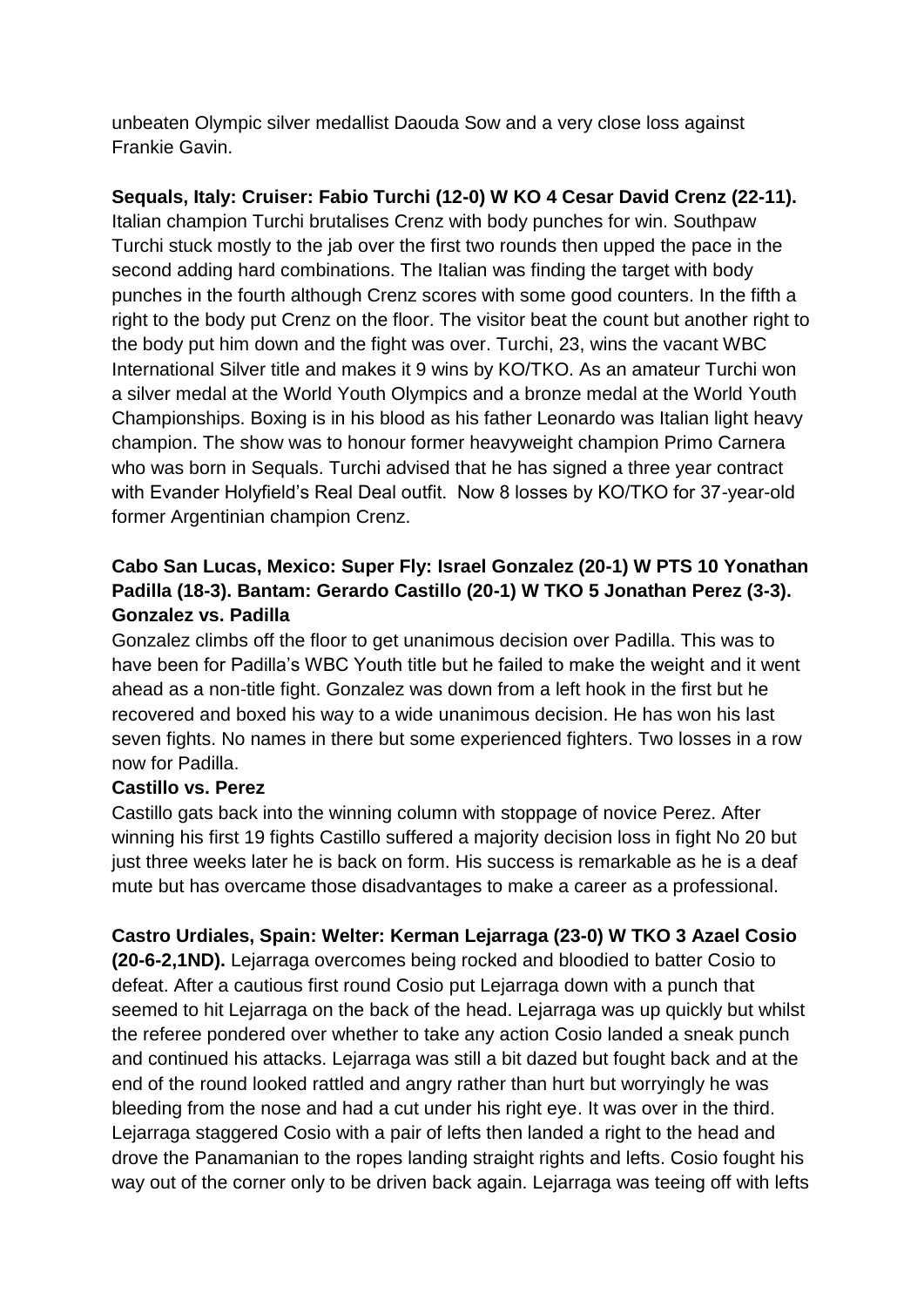unbeaten Olympic silver medallist Daouda Sow and a very close loss against Frankie Gavin.

**Sequals, Italy: Cruiser: Fabio Turchi (12-0) W KO 4 Cesar David Crenz (22-11).** Italian champion Turchi brutalises Crenz with body punches for win. Southpaw Turchi stuck mostly to the jab over the first two rounds then upped the pace in the second adding hard combinations. The Italian was finding the target with body punches in the fourth although Crenz scores with some good counters. In the fifth a right to the body put Crenz on the floor. The visitor beat the count but another right to the body put him down and the fight was over. Turchi, 23, wins the vacant WBC International Silver title and makes it 9 wins by KO/TKO. As an amateur Turchi won a silver medal at the World Youth Olympics and a bronze medal at the World Youth Championships. Boxing is in his blood as his father Leonardo was Italian light heavy champion. The show was to honour former heavyweight champion Primo Carnera who was born in Sequals. Turchi advised that he has signed a three year contract with Evander Holyfield's Real Deal outfit. Now 8 losses by KO/TKO for 37-year-old former Argentinian champion Crenz.

**Cabo San Lucas, Mexico: Super Fly: Israel Gonzalez (20-1) W PTS 10 Yonathan Padilla (18-3). Bantam: Gerardo Castillo (20-1) W TKO 5 Jonathan Perez (3-3).**

**Gonzalez vs. Padilla**

Gonzalez climbs off the floor to get unanimous decision over Padilla. This was to have been for Padilla's WBC Youth title but he failed to make the weight and it went ahead as a non-title fight. Gonzalez was down from a left hook in the first but he recovered and boxed his way to a wide unanimous decision. He has won his last seven fights. No names in there but some experienced fighters. Two losses in a row now for Padilla.

**Castillo vs. Perez**

Castillo gats back into the winning column with stoppage of novice Perez. After winning his first 19 fights Castillo suffered a majority decision loss in fight No 20 but just three weeks later he is back on form. His success is remarkable as he is a deaf mute but has overcame those disadvantages to make a career as a professional.

**Castro Urdiales, Spain: Welter: Kerman Lejarraga (23-0) W TKO 3 Azael Cosio (20-6-2,1ND).** Lejarraga overcomes being rocked and bloodied to batter Cosio to defeat. After a cautious first round Cosio put Lejarraga down with a punch that seemed to hit Lejarraga on the back of the head. Lejarraga was up quickly but whilst the referee pondered over whether to take any action Cosio landed a sneak punch and continued his attacks. Lejarraga was still a bit dazed but fought back and at the end of the round looked rattled and angry rather than hurt but worryingly he was bleeding from the nose and had a cut under his right eye. It was over in the third. Lejarraga staggered Cosio with a pair of lefts then landed a right to the head and drove the Panamanian to the ropes landing straight rights and lefts. Cosio fought his way out of the corner only to be driven back again. Lejarraga was teeing off with lefts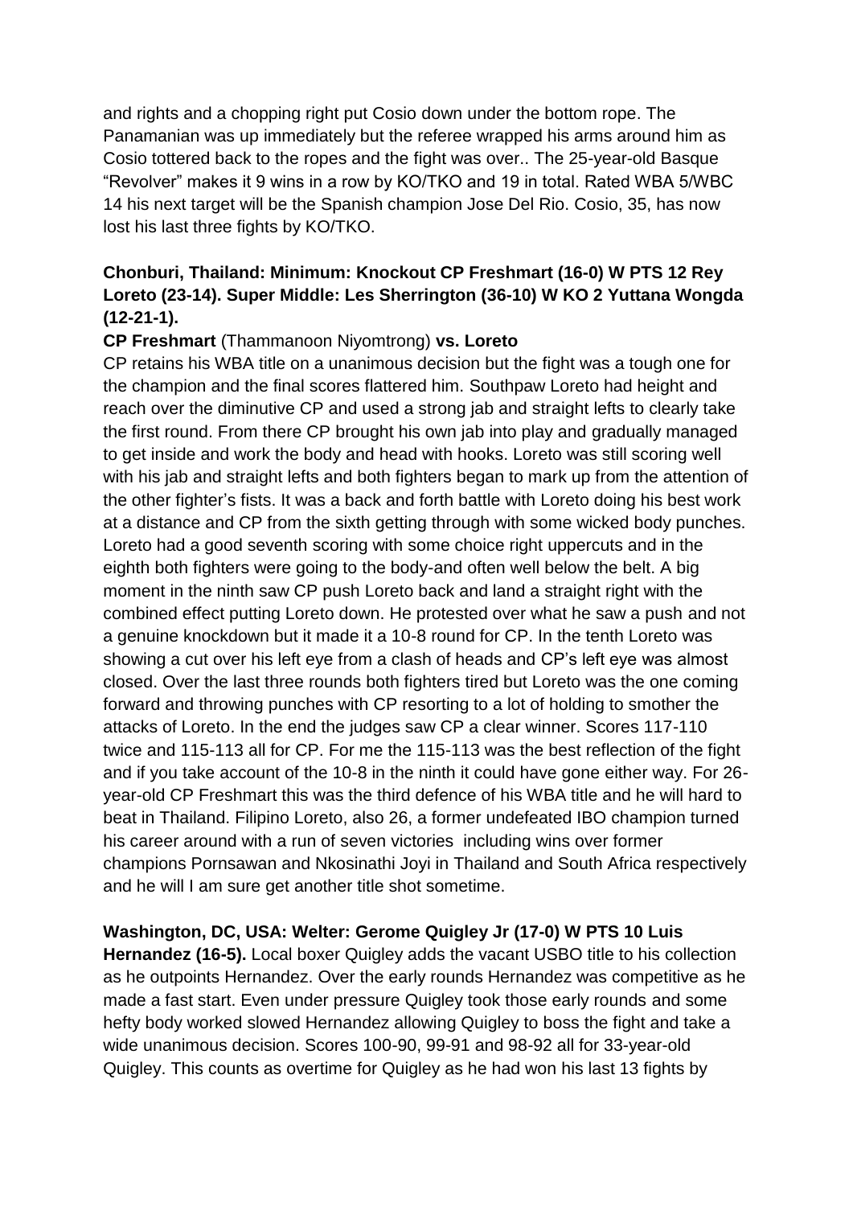and rights and a chopping right put Cosio down under the bottom rope. The Panamanian was up immediately but the referee wrapped his arms around him as Cosio tottered back to the ropes and the fight was over.. The 25-year-old Basque "Revolver" makes it 9 wins in a row by KO/TKO and 19 in total. Rated WBA 5/WBC 14 his next target will be the Spanish champion Jose Del Rio. Cosio, 35, has now lost his last three fights by KO/TKO.

**Chonburi, Thailand: Minimum: Knockout CP Freshmart (16-0) W PTS 12 Rey Loreto (23-14). Super Middle: Les Sherrington (36-10) W KO 2 Yuttana Wongda (12-21-1).**

**CP Freshmart** (Thammanoon Niyomtrong) **vs. Loreto**

CP retains his WBA title on a unanimous decision but the fight was a tough one for the champion and the final scores flattered him. Southpaw Loreto had height and reach over the diminutive CP and used a strong jab and straight lefts to clearly take the first round. From there CP brought his own jab into play and gradually managed to get inside and work the body and head with hooks. Loreto was still scoring well with his jab and straight lefts and both fighters began to mark up from the attention of the other fighter's fists. It was a back and forth battle with Loreto doing his best work at a distance and CP from the sixth getting through with some wicked body punches. Loreto had a good seventh scoring with some choice right uppercuts and in the eighth both fighters were going to the body-and often well below the belt. A big moment in the ninth saw CP push Loreto back and land a straight right with the combined effect putting Loreto down. He protested over what he saw a push and not a genuine knockdown but it made it a 10-8 round for CP. In the tenth Loreto was showing a cut over his left eye from a clash of heads and CP's left eye was almost closed. Over the last three rounds both fighters tired but Loreto was the one coming forward and throwing punches with CP resorting to a lot of holding to smother the attacks of Loreto. In the end the judges saw CP a clear winner. Scores 117-110 twice and 115-113 all for CP. For me the 115-113 was the best reflection of the fight and if you take account of the 10-8 in the ninth it could have gone either way. For 26-year-old CP Freshmart this was the third defence of his WBA title and he will hard to beat in Thailand. Filipino Loreto, also 26, a former undefeated IBO champion turned his career around with a run of seven victories including wins over former champions Pornsawan and Nkosinathi Joyi in Thailand and South Africa respectively and he will I am sure get another title shot sometime.

**Washington, DC, USA: Welter: Gerome Quigley Jr (17-0) W PTS 10 Luis Hernandez (16-5).** Local boxer Quigley adds the vacant USBO title to his collection as he outpoints Hernandez. Over the early rounds Hernandez was competitive as he made a fast start. Even under pressure Quigley took those early rounds and some hefty body worked slowed Hernandez allowing Quigley to boss the fight and take a wide unanimous decision. Scores 100-90, 99-91 and 98-92 all for 33-year-old Quigley. This counts as overtime for Quigley as he had won his last 13 fights by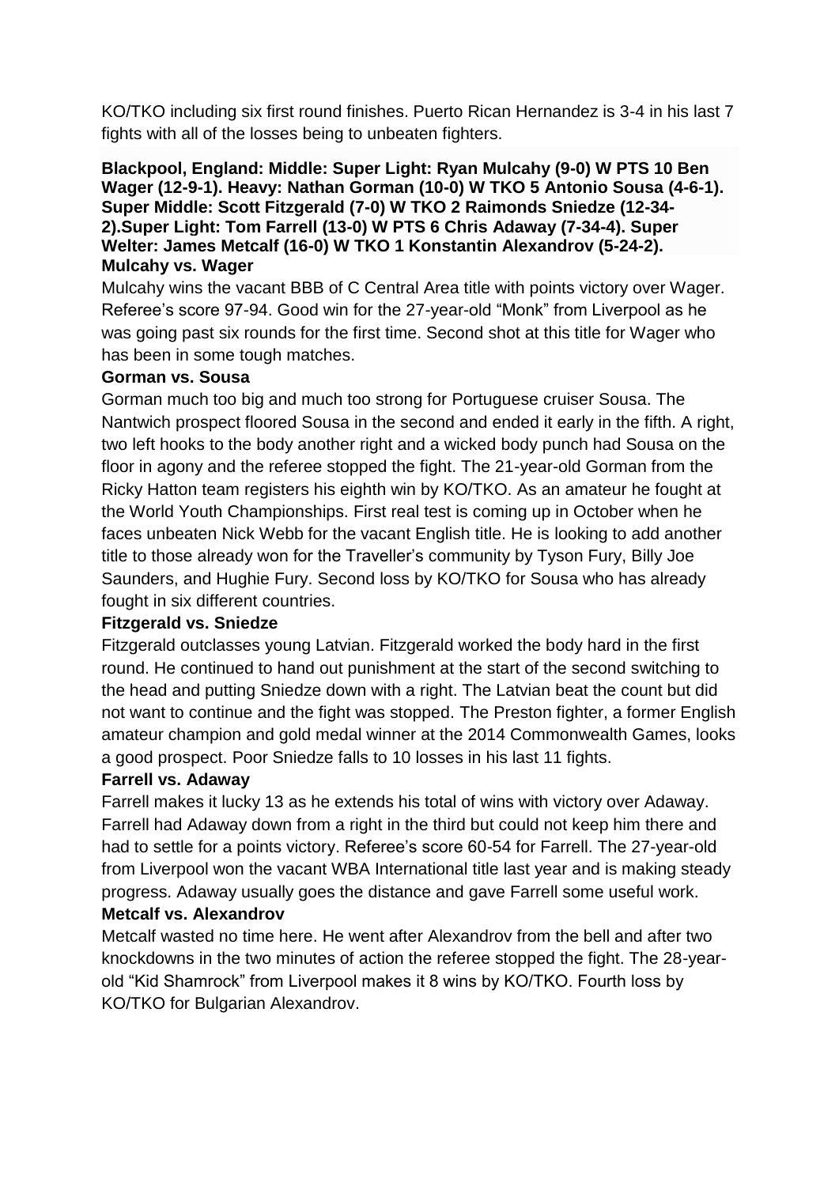KO/TKO including six first round finishes. Puerto Rican Hernandez is 3-4 in his last 7 fights with all of the losses being to unbeaten fighters.

**Blackpool, England: Middle: Super Light: Ryan Mulcahy (9-0) W PTS 10 Ben Wager (12-9-1). Heavy: Nathan Gorman (10-0) W TKO 5 Antonio Sousa (4-6-1). Super Middle: Scott Fitzgerald (7-0) W TKO 2 Raimonds Sniedze (12-34-2).Super Light: Tom Farrell (13-0) W PTS 6 Chris Adaway (7-34-4). Super Welter: James Metcalf (16-0) W TKO 1 Konstantin Alexandrov (5-24-2).**

**Mulcahy vs. Wager**

Mulcahy wins the vacant BBB of C Central Area title with points victory over Wager. Referee's score 97-94. Good win for the 27-year-old "Monk" from Liverpool as he was going past six rounds for the first time. Second shot at this title for Wager who has been in some tough matches.

**Gorman vs. Sousa**

Gorman much too big and much too strong for Portuguese cruiser Sousa. The Nantwich prospect floored Sousa in the second and ended it early in the fifth. A right, two left hooks to the body another right and a wicked body punch had Sousa on the floor in agony and the referee stopped the fight. The 21-year-old Gorman from the Ricky Hatton team registers his eighth win by KO/TKO. As an amateur he fought at the World Youth Championships. First real test is coming up in October when he faces unbeaten Nick Webb for the vacant English title. He is looking to add another title to those already won for the Traveller's community by Tyson Fury, Billy Joe Saunders, and Hughie Fury. Second loss by KO/TKO for Sousa who has already fought in six different countries.

**Fitzgerald vs. Sniedze**

Fitzgerald outclasses young Latvian. Fitzgerald worked the body hard in the first round. He continued to hand out punishment at the start of the second switching to the head and putting Sniedze down with a right. The Latvian beat the count but did not want to continue and the fight was stopped. The Preston fighter, a former English amateur champion and gold medal winner at the 2014 Commonwealth Games, looks a good prospect. Poor Sniedze falls to 10 losses in his last 11 fights.

**Farrell vs. Adaway**

Farrell makes it lucky 13 as he extends his total of wins with victory over Adaway. Farrell had Adaway down from a right in the third but could not keep him there and had to settle for a points victory. Referee's score 60-54 for Farrell. The 27-year-old from Liverpool won the vacant WBA International title last year and is making steady progress. Adaway usually goes the distance and gave Farrell some useful work.

**Metcalf vs. Alexandrov**

Metcalf wasted no time here. He went after Alexandrov from the bell and after two knockdowns in the two minutes of action the referee stopped the fight. The 28-year-old "Kid Shamrock" from Liverpool makes it 8 wins by KO/TKO. Fourth loss by KO/TKO for Bulgarian Alexandrov.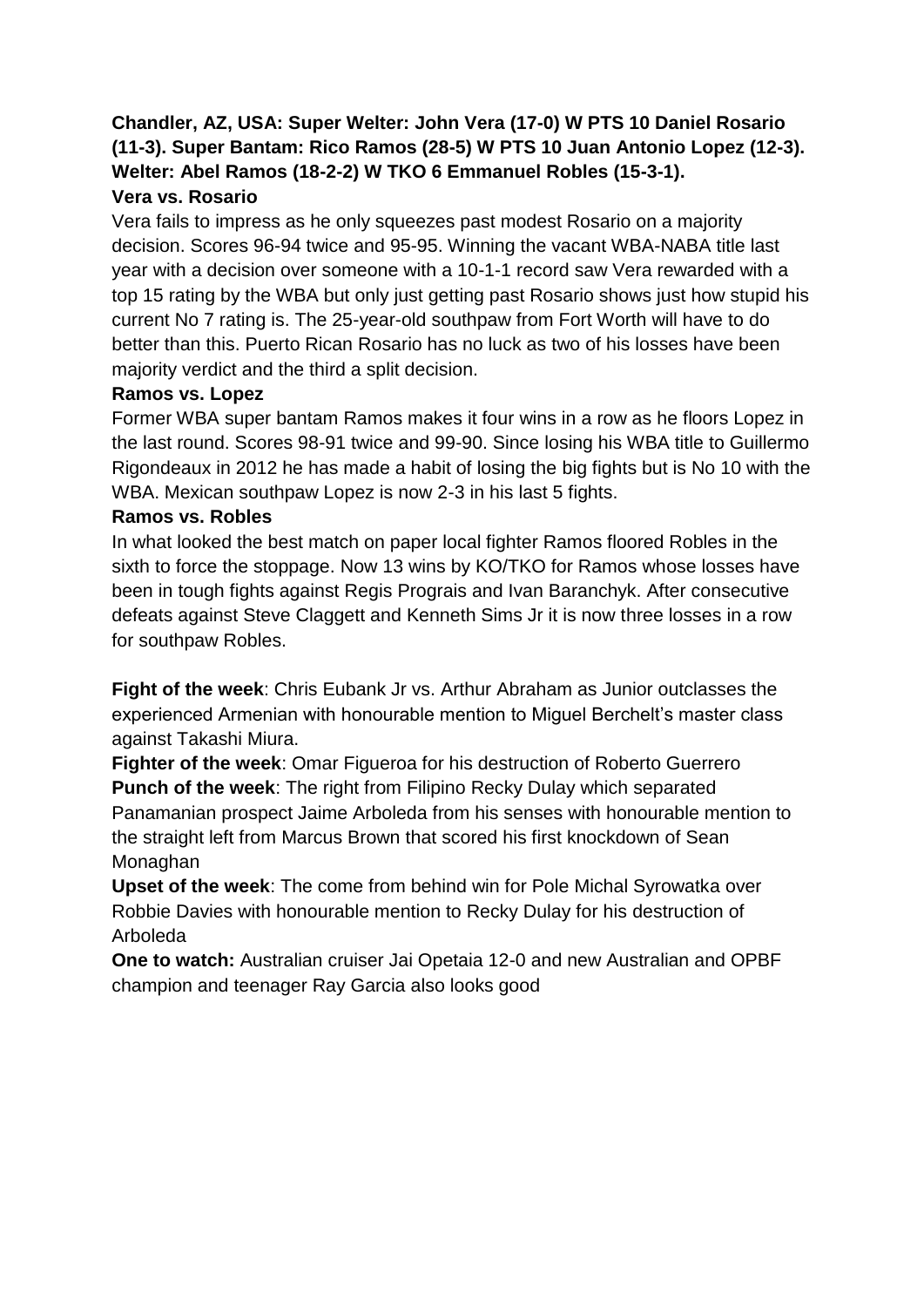**Chandler, AZ, USA: Super Welter: John Vera (17-0) W PTS 10 Daniel Rosario (11-3). Super Bantam: Rico Ramos (28-5) W PTS 10 Juan Antonio Lopez (12-3). Welter: Abel Ramos (18-2-2) W TKO 6 Emmanuel Robles (15-3-1).**

**Vera vs. Rosario**

Vera fails to impress as he only squeezes past modest Rosario on a majority decision. Scores 96-94 twice and 95-95. Winning the vacant WBA-NABA title last year with a decision over someone with a 10-1-1 record saw Vera rewarded with a top 15 rating by the WBA but only just getting past Rosario shows just how stupid his current No 7 rating is. The 25-year-old southpaw from Fort Worth will have to do better than this. Puerto Rican Rosario has no luck as two of his losses have been majority verdict and the third a split decision.

**Ramos vs. Lopez**

Former WBA super bantam Ramos makes it four wins in a row as he floors Lopez in the last round. Scores 98-91 twice and 99-90. Since losing his WBA title to Guillermo Rigondeaux in 2012 he has made a habit of losing the big fights but is No 10 with the WBA. Mexican southpaw Lopez is now 2-3 in his last 5 fights.

**Ramos vs. Robles**

In what looked the best match on paper local fighter Ramos floored Robles in the sixth to force the stoppage. Now 13 wins by KO/TKO for Ramos whose losses have been in tough fights against Regis Prograis and Ivan Baranchyk. After consecutive defeats against Steve Claggett and Kenneth Sims Jr it is now three losses in a row for southpaw Robles.

**Fight of the week**: Chris Eubank Jr vs. Arthur Abraham as Junior outclasses the experienced Armenian with honourable mention to Miguel Berchelt's master class against Takashi Miura.

**Fighter of the week**: Omar Figueroa for his destruction of Roberto Guerrero

**Punch of the week**: The right from Filipino Recky Dulay which separated Panamanian prospect Jaime Arboleda from his senses with honourable mention to the straight left from Marcus Brown that scored his first knockdown of Sean Monaghan

**Upset of the week**: The come from behind win for Pole Michal Syrowatka over Robbie Davies with honourable mention to Recky Dulay for his destruction of Arboleda

**One to watch:** Australian cruiser Jai Opetaia 12-0 and new Australian and OPBF champion and teenager Ray Garcia also looks good